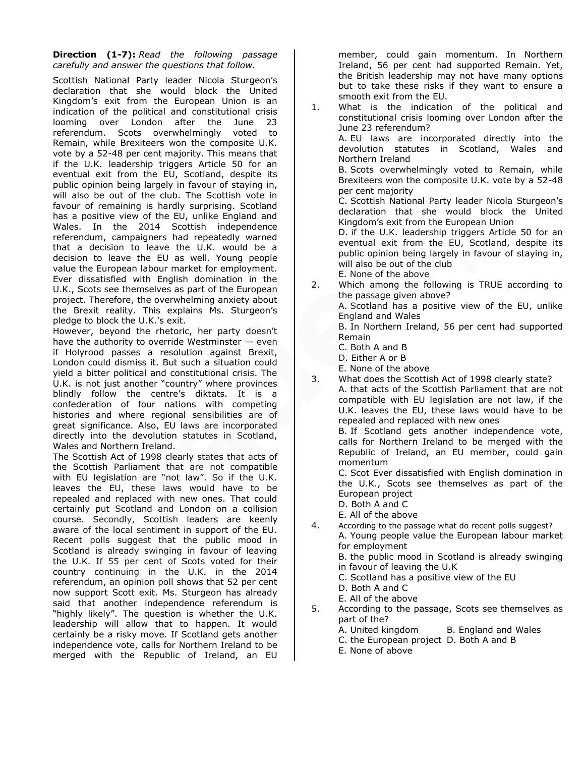**Direction (1-7):** *Read the following passage carefully and answer the questions that follow.*

Scottish National Party leader Nicola Sturgeon's declaration that she would block the United Kingdom's exit from the European Union is an indication of the political and constitutional crisis looming over London after the June 23 referendum. Scots overwhelmingly voted to Remain, while Brexiteers won the composite U.K. vote by a 52-48 per cent majority. This means that if the U.K. leadership triggers Article 50 for an eventual exit from the EU, Scotland, despite its public opinion being largely in favour of staying in, will also be out of the club. The Scottish vote in favour of remaining is hardly surprising. Scotland has a positive view of the EU, unlike England and Wales. In the 2014 Scottish independence referendum, campaigners had repeatedly warned that a decision to leave the U.K. would be a decision to leave the EU as well. Young people value the European labour market for employment. Ever dissatisfied with English domination in the U.K., Scots see themselves as part of the European project. Therefore, the overwhelming anxiety about the Brexit reality. This explains Ms. Sturgeon's pledge to block the U.K.'s exit.

However, beyond the rhetoric, her party doesn't have the authority to override Westminster — even if Holyrood passes a resolution against Brexit, London could dismiss it. But such a situation could yield a bitter political and constitutional crisis. The U.K. is not just another "country" where provinces blindly follow the centre's diktats. It is a confederation of four nations with competing histories and where regional sensibilities are of great significance. Also, EU laws are incorporated directly into the devolution statutes in Scotland, Wales and Northern Ireland.

The Scottish Act of 1998 clearly states that acts of the Scottish Parliament that are not compatible with EU legislation are "not law". So if the U.K. leaves the EU, these laws would have to be repealed and replaced with new ones. That could certainly put Scotland and London on a collision course. Secondly, Scottish leaders are keenly aware of the local sentiment in support of the EU. Recent polls suggest that the public mood in Scotland is already swinging in favour of leaving the U.K. If 55 per cent of Scots voted for their country continuing in the U.K. in the 2014 referendum, an opinion poll shows that 52 per cent now support Scott exit. Ms. Sturgeon has already said that another independence referendum is "highly likely". The question is whether the U.K. leadership will allow that to happen. It would certainly be a risky move. If Scotland gets another independence vote, calls for Northern Ireland to be merged with the Republic of Ireland, an EU member, could gain momentum. In Northern Ireland, 56 per cent had supported Remain. Yet, the British leadership may not have many options but to take these risks if they want to ensure a smooth exit from the EU.

1. What is the indication of the political and constitutional crisis looming over London after the June 23 referendum?
   A. EU laws are incorporated directly into the devolution statutes in Scotland, Wales and Northern Ireland
   B. Scots overwhelmingly voted to Remain, while Brexiteers won the composite U.K. vote by a 52-48 per cent majority
   C. Scottish National Party leader Nicola Sturgeon's declaration that she would block the United Kingdom's exit from the European Union
   D. if the U.K. leadership triggers Article 50 for an eventual exit from the EU, Scotland, despite its public opinion being largely in favour of staying in, will also be out of the club
   E. None of the above

2. Which among the following is TRUE according to the passage given above?
   A. Scotland has a positive view of the EU, unlike England and Wales
   B. In Northern Ireland, 56 per cent had supported Remain
   C. Both A and B
   D. Either A or B
   E. None of the above

3. What does the Scottish Act of 1998 clearly state?
   A. that acts of the Scottish Parliament that are not compatible with EU legislation are not law, if the U.K. leaves the EU, these laws would have to be repealed and replaced with new ones
   B. If Scotland gets another independence vote, calls for Northern Ireland to be merged with the Republic of Ireland, an EU member, could gain momentum
   C. Scot Ever dissatisfied with English domination in the U.K., Scots see themselves as part of the European project
   D. Both A and C
   E. All of the above

4. According to the passage what do recent polls suggest?
   A. Young people value the European labour market for employment
   B. the public mood in Scotland is already swinging in favour of leaving the U.K
   C. Scotland has a positive view of the EU
   D. Both A and C
   E. All of the above

5. According to the passage, Scots see themselves as part of the?
   A. United kingdom
   B. England and Wales
   C. the European project
   D. Both A and B
   E. None of above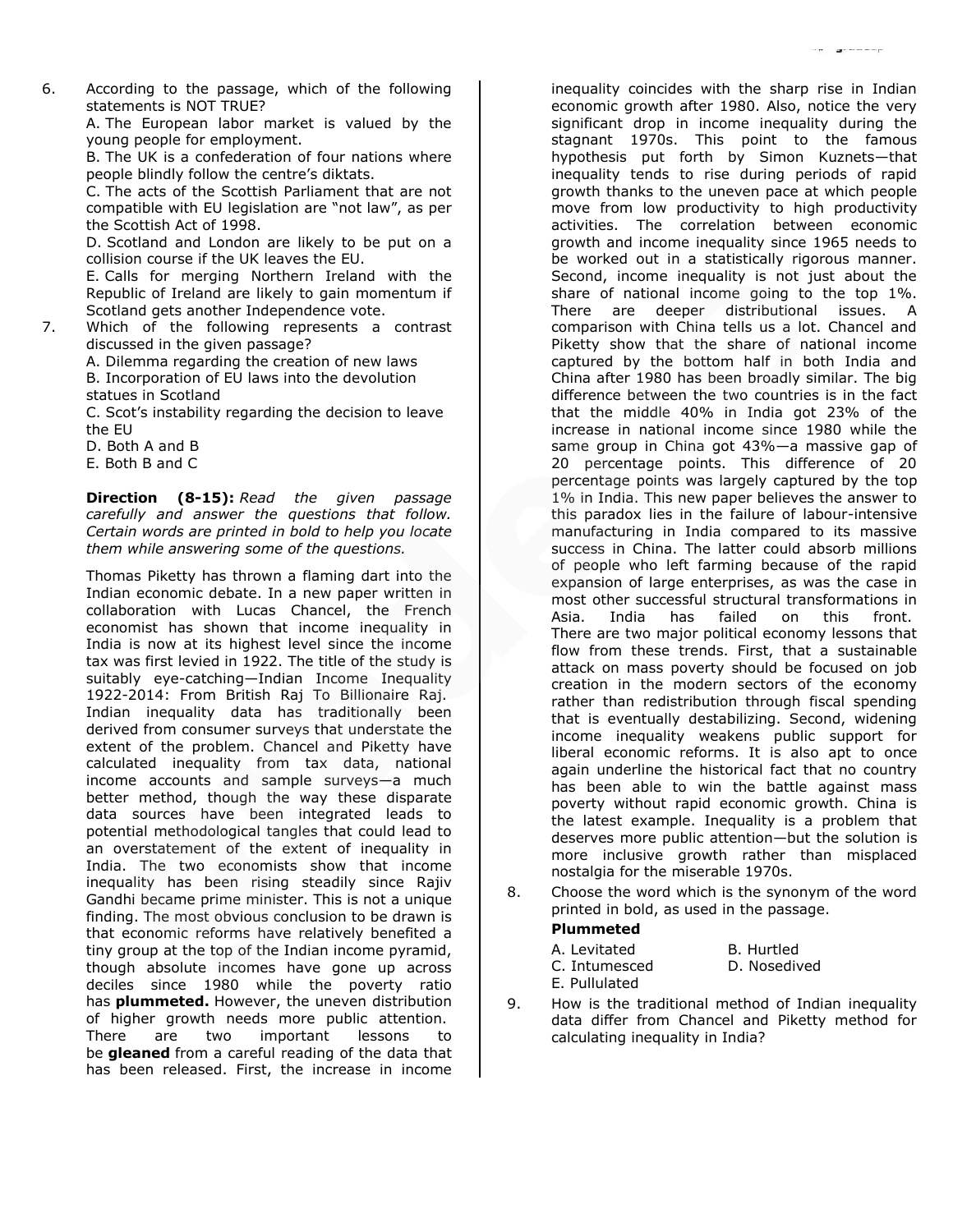6. According to the passage, which of the following statements is NOT TRUE?
   A. The European labor market is valued by the young people for employment.
   B. The UK is a confederation of four nations where people blindly follow the centre's diktats.
   C. The acts of the Scottish Parliament that are not compatible with EU legislation are "not law", as per the Scottish Act of 1998.
   D. Scotland and London are likely to be put on a collision course if the UK leaves the EU.
   E. Calls for merging Northern Ireland with the Republic of Ireland are likely to gain momentum if Scotland gets another Independence vote.

7. Which of the following represents a contrast discussed in the given passage?
   A. Dilemma regarding the creation of new laws
   B. Incorporation of EU laws into the devolution statues in Scotland
   C. Scot's instability regarding the decision to leave the EU
   D. Both A and B
   E. Both B and C

**Direction (8-15):** *Read the given passage carefully and answer the questions that follow. Certain words are printed in bold to help you locate them while answering some of the questions.*

Thomas Piketty has thrown a flaming dart into the Indian economic debate. In a new paper written in collaboration with Lucas Chancel, the French economist has shown that income inequality in India is now at its highest level since the income tax was first levied in 1922. The title of the study is suitably eye-catching—Indian Income Inequality 1922-2014: From British Raj To Billionaire Raj. Indian inequality data has traditionally been derived from consumer surveys that understate the extent of the problem. Chancel and Piketty have calculated inequality from tax data, national income accounts and sample surveys—a much better method, though the way these disparate data sources have been integrated leads to potential methodological tangles that could lead to an overstatement of the extent of inequality in India. The two economists show that income inequality has been rising steadily since Rajiv Gandhi became prime minister. This is not a unique finding. The most obvious conclusion to be drawn is that economic reforms have relatively benefited a tiny group at the top of the Indian income pyramid, though absolute incomes have gone up across deciles since 1980 while the poverty ratio has **plummeted.** However, the uneven distribution of higher growth needs more public attention. There are two important lessons to be **gleaned** from a careful reading of the data that has been released. First, the increase in income inequality coincides with the sharp rise in Indian economic growth after 1980. Also, notice the very significant drop in income inequality during the stagnant 1970s. This point to the famous hypothesis put forth by Simon Kuznets—that inequality tends to rise during periods of rapid growth thanks to the uneven pace at which people move from low productivity to high productivity activities. The correlation between economic growth and income inequality since 1965 needs to be worked out in a statistically rigorous manner. Second, income inequality is not just about the share of national income going to the top 1%. There are deeper distributional issues. A comparison with China tells us a lot. Chancel and Piketty show that the share of national income captured by the bottom half in both India and China after 1980 has been broadly similar. The big difference between the two countries is in the fact that the middle 40% in India got 23% of the increase in national income since 1980 while the same group in China got 43%—a massive gap of 20 percentage points. This difference of 20 percentage points was largely captured by the top 1% in India. This new paper believes the answer to this paradox lies in the failure of labour-intensive manufacturing in India compared to its massive success in China. The latter could absorb millions of people who left farming because of the rapid expansion of large enterprises, as was the case in most other successful structural transformations in Asia. India has failed on this front. There are two major political economy lessons that flow from these trends. First, that a sustainable attack on mass poverty should be focused on job creation in the modern sectors of the economy rather than redistribution through fiscal spending that is eventually destabilizing. Second, widening income inequality weakens public support for liberal economic reforms. It is also apt to once again underline the historical fact that no country has been able to win the battle against mass poverty without rapid economic growth. China is the latest example. Inequality is a problem that deserves more public attention—but the solution is more inclusive growth rather than misplaced nostalgia for the miserable 1970s.

8. Choose the word which is the synonym of the word printed in bold, as used in the passage.
   **Plummeted**
   A. Levitated
   B. Hurtled
   C. Intumesced
   D. Nosedived
   E. Pullulated

9. How is the traditional method of Indian inequality data differ from Chancel and Piketty method for calculating inequality in India?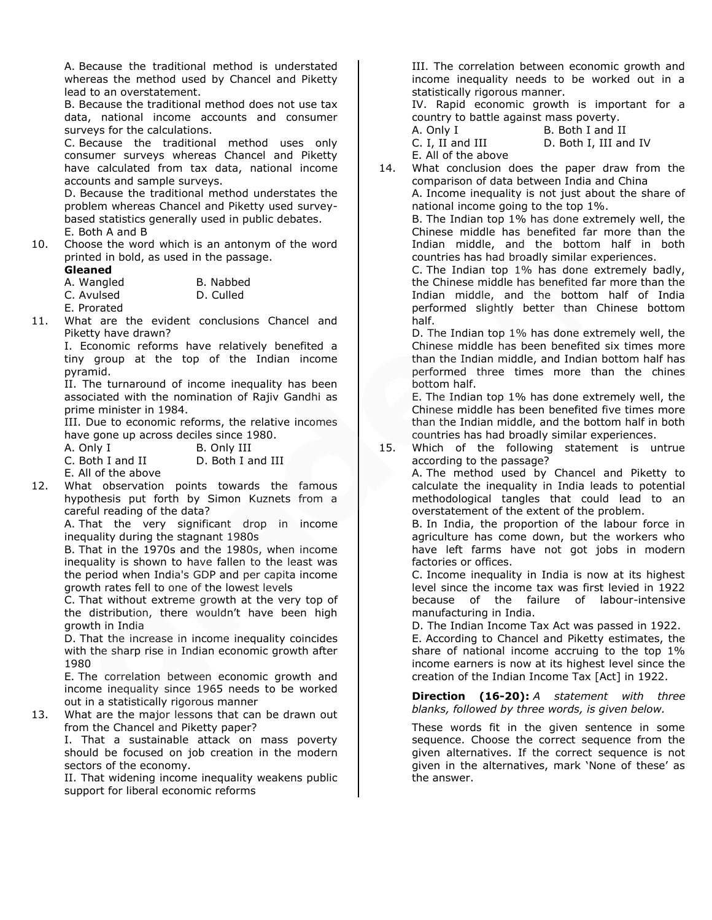A. Because the traditional method is understated whereas the method used by Chancel and Piketty lead to an overstatement.

B. Because the traditional method does not use tax data, national income accounts and consumer surveys for the calculations.

C. Because the traditional method uses only consumer surveys whereas Chancel and Piketty have calculated from tax data, national income accounts and sample surveys.

D. Because the traditional method understates the problem whereas Chancel and Piketty used survey-based statistics generally used in public debates.

E. Both A and B

10. Choose the word which is an antonym of the word printed in bold, as used in the passage.

**Gleaned**

A. Wangled B. Nabbed
C. Avulsed D. Culled
E. Prorated

11. What are the evident conclusions Chancel and Piketty have drawn?

I. Economic reforms have relatively benefited a tiny group at the top of the Indian income pyramid.

II. The turnaround of income inequality has been associated with the nomination of Rajiv Gandhi as prime minister in 1984.

III. Due to economic reforms, the relative incomes have gone up across deciles since 1980.

A. Only I B. Only III
C. Both I and II D. Both I and III
E. All of the above

12. What observation points towards the famous hypothesis put forth by Simon Kuznets from a careful reading of the data?

A. That the very significant drop in income inequality during the stagnant 1980s

B. That in the 1970s and the 1980s, when income inequality is shown to have fallen to the least was the period when India's GDP and per capita income growth rates fell to one of the lowest levels

C. That without extreme growth at the very top of the distribution, there wouldn't have been high growth in India

D. That the increase in income inequality coincides with the sharp rise in Indian economic growth after 1980

E. The correlation between economic growth and income inequality since 1965 needs to be worked out in a statistically rigorous manner

13. What are the major lessons that can be drawn out from the Chancel and Piketty paper?

I. That a sustainable attack on mass poverty should be focused on job creation in the modern sectors of the economy.

II. That widening income inequality weakens public support for liberal economic reforms

III. The correlation between economic growth and income inequality needs to be worked out in a statistically rigorous manner.

IV. Rapid economic growth is important for a country to battle against mass poverty.

A. Only I B. Both I and II
C. I, II and III D. Both I, III and IV
E. All of the above

14. What conclusion does the paper draw from the comparison of data between India and China

A. Income inequality is not just about the share of national income going to the top 1%.

B. The Indian top 1% has done extremely well, the Chinese middle has benefited far more than the Indian middle, and the bottom half in both countries has had broadly similar experiences.

C. The Indian top 1% has done extremely badly, the Chinese middle has benefited far more than the Indian middle, and the bottom half of India performed slightly better than Chinese bottom half.

D. The Indian top 1% has done extremely well, the Chinese middle has been benefited six times more than the Indian middle, and Indian bottom half has performed three times more than the chines bottom half.

E. The Indian top 1% has done extremely well, the Chinese middle has been benefited five times more than the Indian middle, and the bottom half in both countries has had broadly similar experiences.

15. Which of the following statement is untrue according to the passage?

A. The method used by Chancel and Piketty to calculate the inequality in India leads to potential methodological tangles that could lead to an overstatement of the extent of the problem.

B. In India, the proportion of the labour force in agriculture has come down, but the workers who have left farms have not got jobs in modern factories or offices.

C. Income inequality in India is now at its highest level since the income tax was first levied in 1922 because of the failure of labour-intensive manufacturing in India.

D. The Indian Income Tax Act was passed in 1922.

E. According to Chancel and Piketty estimates, the share of national income accruing to the top 1% income earners is now at its highest level since the creation of the Indian Income Tax [Act] in 1922.

**Direction (16-20):** *A statement with three blanks, followed by three words, is given below.*

These words fit in the given sentence in some sequence. Choose the correct sequence from the given alternatives. If the correct sequence is not given in the alternatives, mark 'None of these' as the answer.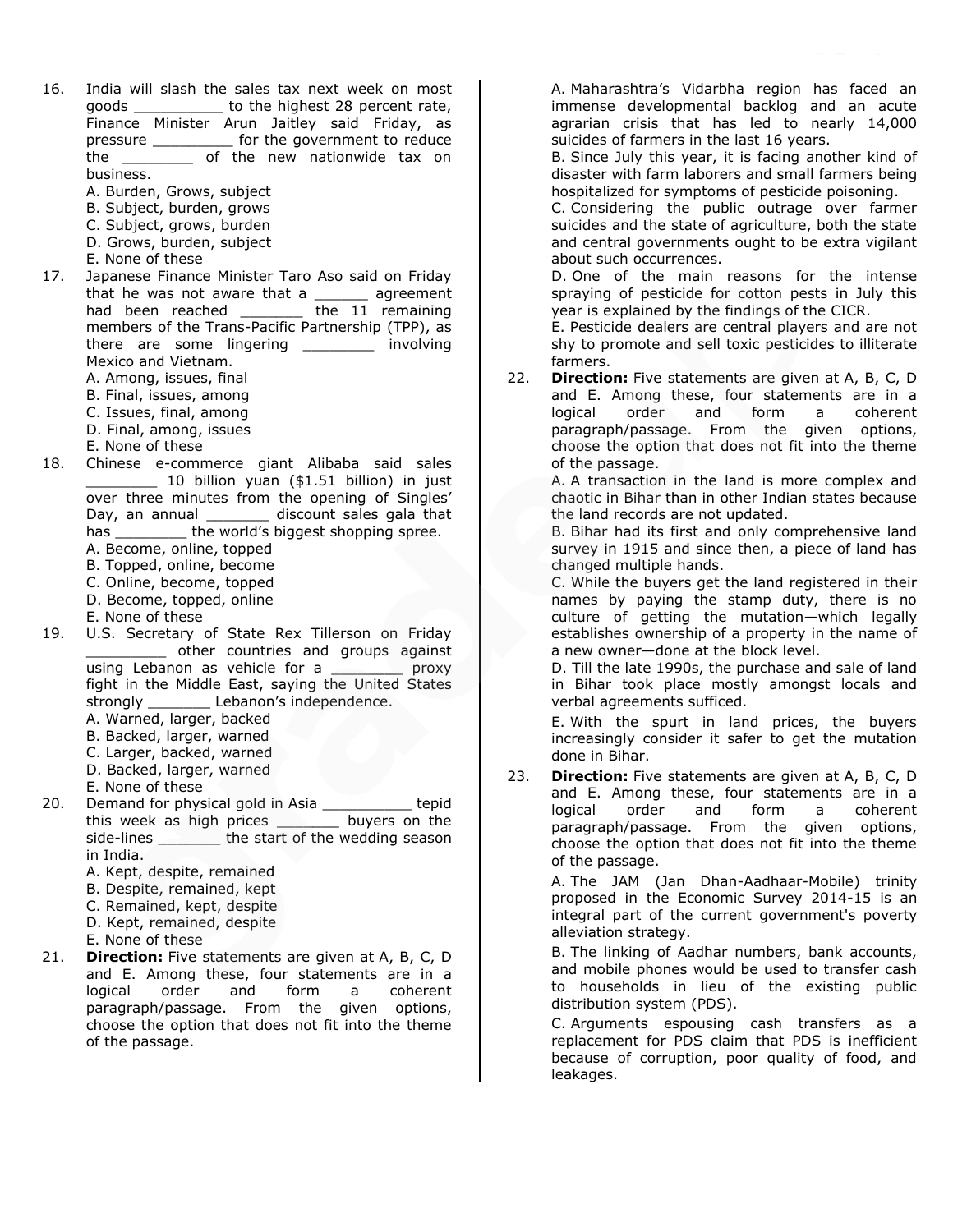16. India will slash the sales tax next week on most goods __________ to the highest 28 percent rate, Finance Minister Arun Jaitley said Friday, as pressure _________ for the government to reduce the ________ of the new nationwide tax on business.
A. Burden, Grows, subject
B. Subject, burden, grows
C. Subject, grows, burden
D. Grows, burden, subject
E. None of these

17. Japanese Finance Minister Taro Aso said on Friday that he was not aware that a ______ agreement had been reached _______ the 11 remaining members of the Trans-Pacific Partnership (TPP), as there are some lingering ________ involving Mexico and Vietnam.
A. Among, issues, final
B. Final, issues, among
C. Issues, final, among
D. Final, among, issues
E. None of these

18. Chinese e-commerce giant Alibaba said sales ________ 10 billion yuan ($1.51 billion) in just over three minutes from the opening of Singles' Day, an annual _______ discount sales gala that has ________ the world's biggest shopping spree.
A. Become, online, topped
B. Topped, online, become
C. Online, become, topped
D. Become, topped, online
E. None of these

19. U.S. Secretary of State Rex Tillerson on Friday _________ other countries and groups against using Lebanon as vehicle for a ________ proxy fight in the Middle East, saying the United States strongly _______ Lebanon's independence.
A. Warned, larger, backed
B. Backed, larger, warned
C. Larger, backed, warned
D. Backed, larger, warned
E. None of these

20. Demand for physical gold in Asia __________ tepid this week as high prices _______ buyers on the side-lines _______ the start of the wedding season in India.
A. Kept, despite, remained
B. Despite, remained, kept
C. Remained, kept, despite
D. Kept, remained, despite
E. None of these

21. **Direction:** Five statements are given at A, B, C, D and E. Among these, four statements are in a logical order and form a coherent paragraph/passage. From the given options, choose the option that does not fit into the theme of the passage.
A. Maharashtra's Vidarbha region has faced an immense developmental backlog and an acute agrarian crisis that has led to nearly 14,000 suicides of farmers in the last 16 years.
B. Since July this year, it is facing another kind of disaster with farm laborers and small farmers being hospitalized for symptoms of pesticide poisoning.
C. Considering the public outrage over farmer suicides and the state of agriculture, both the state and central governments ought to be extra vigilant about such occurrences.
D. One of the main reasons for the intense spraying of pesticide for cotton pests in July this year is explained by the findings of the CICR.
E. Pesticide dealers are central players and are not shy to promote and sell toxic pesticides to illiterate farmers.

22. **Direction:** Five statements are given at A, B, C, D and E. Among these, four statements are in a logical order and form a coherent paragraph/passage. From the given options, choose the option that does not fit into the theme of the passage.
A. A transaction in the land is more complex and chaotic in Bihar than in other Indian states because the land records are not updated.
B. Bihar had its first and only comprehensive land survey in 1915 and since then, a piece of land has changed multiple hands.
C. While the buyers get the land registered in their names by paying the stamp duty, there is no culture of getting the mutation—which legally establishes ownership of a property in the name of a new owner—done at the block level.
D. Till the late 1990s, the purchase and sale of land in Bihar took place mostly amongst locals and verbal agreements sufficed.
E. With the spurt in land prices, the buyers increasingly consider it safer to get the mutation done in Bihar.

23. **Direction:** Five statements are given at A, B, C, D and E. Among these, four statements are in a logical order and form a coherent paragraph/passage. From the given options, choose the option that does not fit into the theme of the passage.
A. The JAM (Jan Dhan-Aadhaar-Mobile) trinity proposed in the Economic Survey 2014-15 is an integral part of the current government's poverty alleviation strategy.
B. The linking of Aadhar numbers, bank accounts, and mobile phones would be used to transfer cash to households in lieu of the existing public distribution system (PDS).
C. Arguments espousing cash transfers as a replacement for PDS claim that PDS is inefficient because of corruption, poor quality of food, and leakages.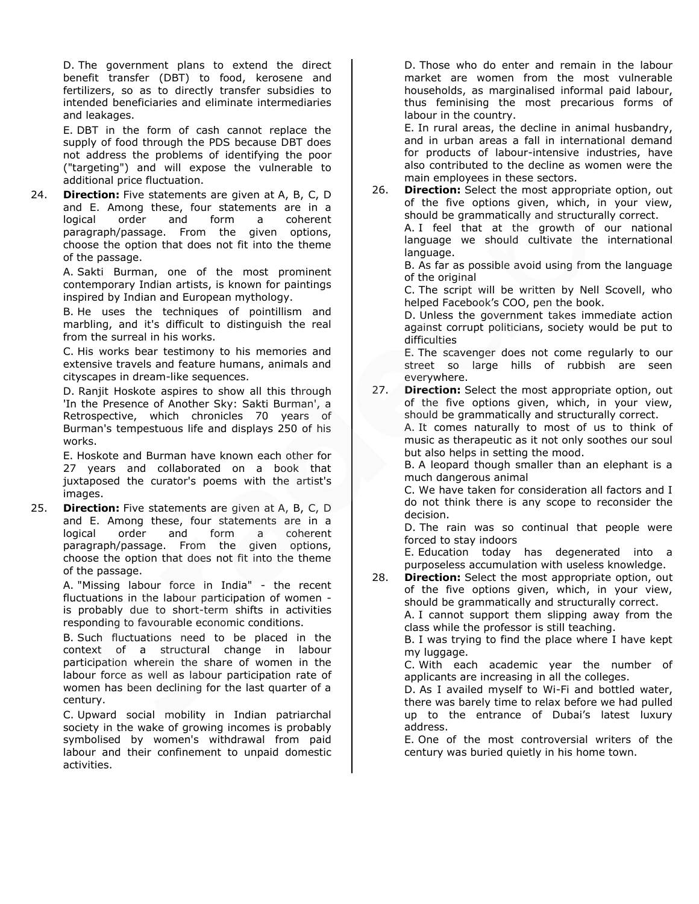D. The government plans to extend the direct benefit transfer (DBT) to food, kerosene and fertilizers, so as to directly transfer subsidies to intended beneficiaries and eliminate intermediaries and leakages.

E. DBT in the form of cash cannot replace the supply of food through the PDS because DBT does not address the problems of identifying the poor ("targeting") and will expose the vulnerable to additional price fluctuation.

24. **Direction:** Five statements are given at A, B, C, D and E. Among these, four statements are in a logical order and form a coherent paragraph/passage. From the given options, choose the option that does not fit into the theme of the passage.

A. Sakti Burman, one of the most prominent contemporary Indian artists, is known for paintings inspired by Indian and European mythology.

B. He uses the techniques of pointillism and marbling, and it's difficult to distinguish the real from the surreal in his works.

C. His works bear testimony to his memories and extensive travels and feature humans, animals and cityscapes in dream-like sequences.

D. Ranjit Hoskote aspires to show all this through 'In the Presence of Another Sky: Sakti Burman', a Retrospective, which chronicles 70 years of Burman's tempestuous life and displays 250 of his works.

E. Hoskote and Burman have known each other for 27 years and collaborated on a book that juxtaposed the curator's poems with the artist's images.

25. **Direction:** Five statements are given at A, B, C, D and E. Among these, four statements are in a logical order and form a coherent paragraph/passage. From the given options, choose the option that does not fit into the theme of the passage.

A. "Missing labour force in India" - the recent fluctuations in the labour participation of women - is probably due to short-term shifts in activities responding to favourable economic conditions.

B. Such fluctuations need to be placed in the context of a structural change in labour participation wherein the share of women in the labour force as well as labour participation rate of women has been declining for the last quarter of a century.

C. Upward social mobility in Indian patriarchal society in the wake of growing incomes is probably symbolised by women's withdrawal from paid labour and their confinement to unpaid domestic activities.

D. Those who do enter and remain in the labour market are women from the most vulnerable households, as marginalised informal paid labour, thus feminising the most precarious forms of labour in the country.

E. In rural areas, the decline in animal husbandry, and in urban areas a fall in international demand for products of labour-intensive industries, have also contributed to the decline as women were the main employees in these sectors.

26. **Direction:** Select the most appropriate option, out of the five options given, which, in your view, should be grammatically and structurally correct.

A. I feel that at the growth of our national language we should cultivate the international language.

B. As far as possible avoid using from the language of the original

C. The script will be written by Nell Scovell, who helped Facebook's COO, pen the book.

D. Unless the government takes immediate action against corrupt politicians, society would be put to difficulties

E. The scavenger does not come regularly to our street so large hills of rubbish are seen everywhere.

27. **Direction:** Select the most appropriate option, out of the five options given, which, in your view, should be grammatically and structurally correct.

A. It comes naturally to most of us to think of music as therapeutic as it not only soothes our soul but also helps in setting the mood.

B. A leopard though smaller than an elephant is a much dangerous animal

C. We have taken for consideration all factors and I do not think there is any scope to reconsider the decision.

D. The rain was so continual that people were forced to stay indoors

E. Education today has degenerated into a purposeless accumulation with useless knowledge.

28. **Direction:** Select the most appropriate option, out of the five options given, which, in your view, should be grammatically and structurally correct.

A. I cannot support them slipping away from the class while the professor is still teaching.

B. I was trying to find the place where I have kept my luggage.

C. With each academic year the number of applicants are increasing in all the colleges.

D. As I availed myself to Wi-Fi and bottled water, there was barely time to relax before we had pulled up to the entrance of Dubai's latest luxury address.

E. One of the most controversial writers of the century was buried quietly in his home town.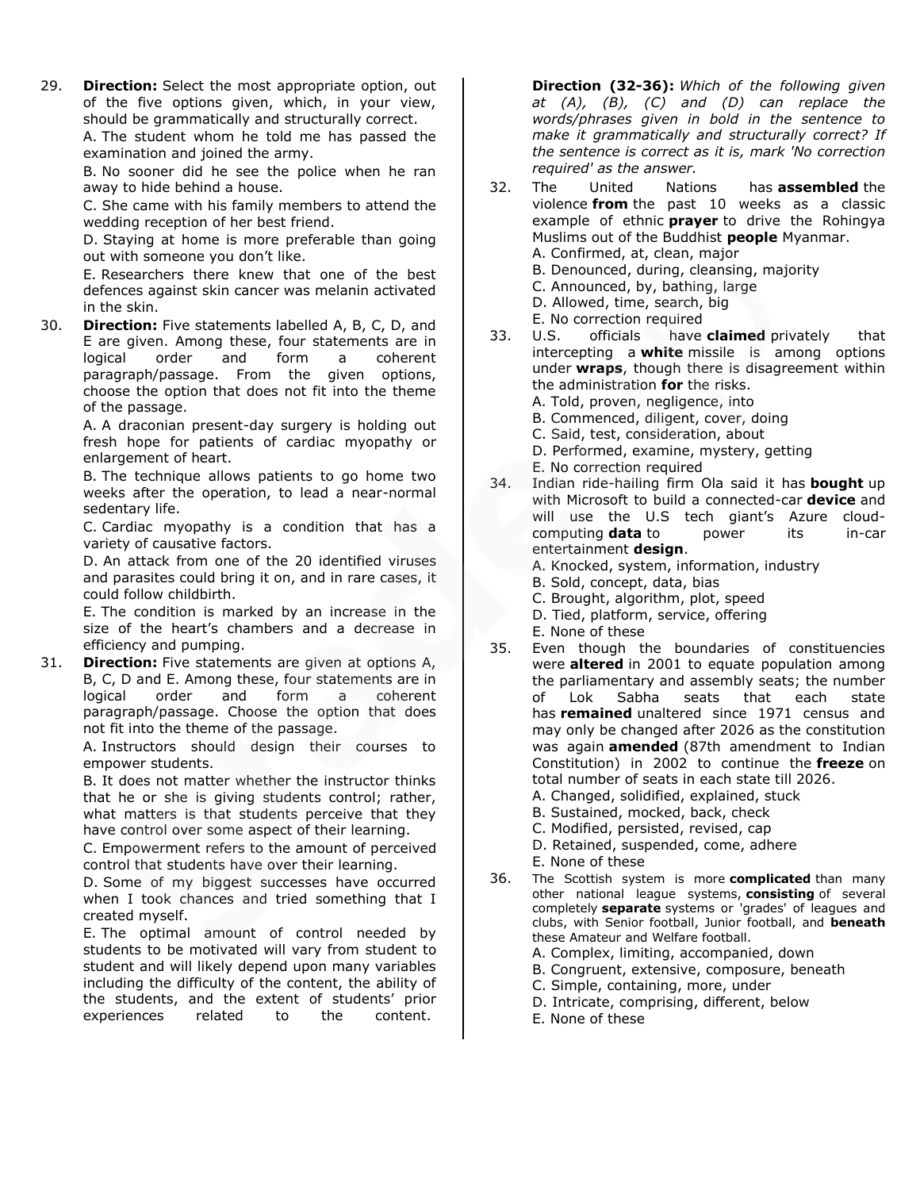29. **Direction:** Select the most appropriate option, out of the five options given, which, in your view, should be grammatically and structurally correct.

    A. The student whom he told me has passed the examination and joined the army.

    B. No sooner did he see the police when he ran away to hide behind a house.

    C. She came with his family members to attend the wedding reception of her best friend.

    D. Staying at home is more preferable than going out with someone you don't like.

    E. Researchers there knew that one of the best defences against skin cancer was melanin activated in the skin.

30. **Direction:** Five statements labelled A, B, C, D, and E are given. Among these, four statements are in logical order and form a coherent paragraph/passage. From the given options, choose the option that does not fit into the theme of the passage.

    A. A draconian present-day surgery is holding out fresh hope for patients of cardiac myopathy or enlargement of heart.

    B. The technique allows patients to go home two weeks after the operation, to lead a near-normal sedentary life.

    C. Cardiac myopathy is a condition that has a variety of causative factors.

    D. An attack from one of the 20 identified viruses and parasites could bring it on, and in rare cases, it could follow childbirth.

    E. The condition is marked by an increase in the size of the heart's chambers and a decrease in efficiency and pumping.

31. **Direction:** Five statements are given at options A, B, C, D and E. Among these, four statements are in logical order and form a coherent paragraph/passage. Choose the option that does not fit into the theme of the passage.

    A. Instructors should design their courses to empower students.

    B. It does not matter whether the instructor thinks that he or she is giving students control; rather, what matters is that students perceive that they have control over some aspect of their learning.

    C. Empowerment refers to the amount of perceived control that students have over their learning.

    D. Some of my biggest successes have occurred when I took chances and tried something that I created myself.

    E. The optimal amount of control needed by students to be motivated will vary from student to student and will likely depend upon many variables including the difficulty of the content, the ability of the students, and the extent of students' prior experiences related to the content.

**Direction (32-36):** *Which of the following given at (A), (B), (C) and (D) can replace the words/phrases given in bold in the sentence to make it grammatically and structurally correct? If the sentence is correct as it is, mark 'No correction required' as the answer.*

32. The United Nations has **assembled** the violence **from** the past 10 weeks as a classic example of ethnic **prayer** to drive the Rohingya Muslims out of the Buddhist **people** Myanmar.

    A. Confirmed, at, clean, major

    B. Denounced, during, cleansing, majority

    C. Announced, by, bathing, large

    D. Allowed, time, search, big

    E. No correction required

33. U.S. officials have **claimed** privately that intercepting a **white** missile is among options under **wraps**, though there is disagreement within the administration **for** the risks.

    A. Told, proven, negligence, into

    B. Commenced, diligent, cover, doing

    C. Said, test, consideration, about

    D. Performed, examine, mystery, getting

    E. No correction required

34. Indian ride-hailing firm Ola said it has **bought** up with Microsoft to build a connected-car **device** and will use the U.S tech giant's Azure cloud-computing **data** to power its in-car entertainment **design**.

    A. Knocked, system, information, industry

    B. Sold, concept, data, bias

    C. Brought, algorithm, plot, speed

    D. Tied, platform, service, offering

    E. None of these

35. Even though the boundaries of constituencies were **altered** in 2001 to equate population among the parliamentary and assembly seats; the number of Lok Sabha seats that each state has **remained** unaltered since 1971 census and may only be changed after 2026 as the constitution was again **amended** (87th amendment to Indian Constitution) in 2002 to continue the **freeze** on total number of seats in each state till 2026.

    A. Changed, solidified, explained, stuck

    B. Sustained, mocked, back, check

    C. Modified, persisted, revised, cap

    D. Retained, suspended, come, adhere

    E. None of these

36. The Scottish system is more **complicated** than many other national league systems, **consisting** of several completely **separate** systems or 'grades' of leagues and clubs, with Senior football, Junior football, and **beneath** these Amateur and Welfare football.

    A. Complex, limiting, accompanied, down

    B. Congruent, extensive, composure, beneath

    C. Simple, containing, more, under

    D. Intricate, comprising, different, below

    E. None of these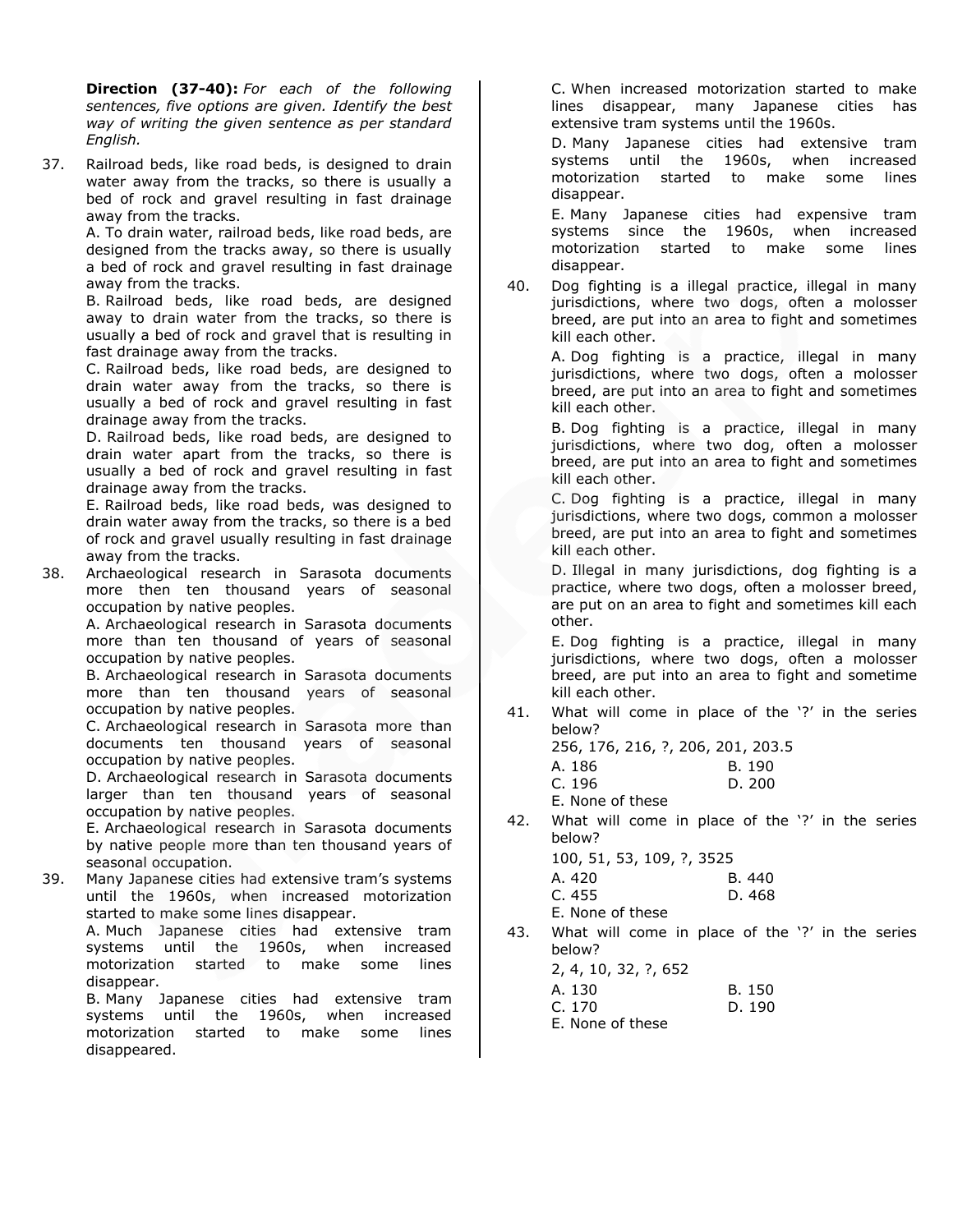**Direction (37-40):** *For each of the following sentences, five options are given. Identify the best way of writing the given sentence as per standard English.*

37. Railroad beds, like road beds, is designed to drain water away from the tracks, so there is usually a bed of rock and gravel resulting in fast drainage away from the tracks.
    A. To drain water, railroad beds, like road beds, are designed from the tracks away, so there is usually a bed of rock and gravel resulting in fast drainage away from the tracks.
    B. Railroad beds, like road beds, are designed away to drain water from the tracks, so there is usually a bed of rock and gravel that is resulting in fast drainage away from the tracks.
    C. Railroad beds, like road beds, are designed to drain water away from the tracks, so there is usually a bed of rock and gravel resulting in fast drainage away from the tracks.
    D. Railroad beds, like road beds, are designed to drain water apart from the tracks, so there is usually a bed of rock and gravel resulting in fast drainage away from the tracks.
    E. Railroad beds, like road beds, was designed to drain water away from the tracks, so there is a bed of rock and gravel usually resulting in fast drainage away from the tracks.

38. Archaeological research in Sarasota documents more then ten thousand years of seasonal occupation by native peoples.
    A. Archaeological research in Sarasota documents more than ten thousand of years of seasonal occupation by native peoples.
    B. Archaeological research in Sarasota documents more than ten thousand years of seasonal occupation by native peoples.
    C. Archaeological research in Sarasota more than documents ten thousand years of seasonal occupation by native peoples.
    D. Archaeological research in Sarasota documents larger than ten thousand years of seasonal occupation by native peoples.
    E. Archaeological research in Sarasota documents by native people more than ten thousand years of seasonal occupation.

39. Many Japanese cities had extensive tram's systems until the 1960s, when increased motorization started to make some lines disappear.
    A. Much Japanese cities had extensive tram systems until the 1960s, when increased motorization started to make some lines disappear.
    B. Many Japanese cities had extensive tram systems until the 1960s, when increased motorization started to make some lines disappeared.
    C. When increased motorization started to make lines disappear, many Japanese cities has extensive tram systems until the 1960s.
    D. Many Japanese cities had extensive tram systems until the 1960s, when increased motorization started to make some lines disappear.
    E. Many Japanese cities had expensive tram systems since the 1960s, when increased motorization started to make some lines disappear.

40. Dog fighting is a illegal practice, illegal in many jurisdictions, where two dogs, often a molosser breed, are put into an area to fight and sometimes kill each other.
    A. Dog fighting is a practice, illegal in many jurisdictions, where two dogs, often a molosser breed, are put into an area to fight and sometimes kill each other.
    B. Dog fighting is a practice, illegal in many jurisdictions, where two dog, often a molosser breed, are put into an area to fight and sometimes kill each other.
    C. Dog fighting is a practice, illegal in many jurisdictions, where two dogs, common a molosser breed, are put into an area to fight and sometimes kill each other.
    D. Illegal in many jurisdictions, dog fighting is a practice, where two dogs, often a molosser breed, are put on an area to fight and sometimes kill each other.
    E. Dog fighting is a practice, illegal in many jurisdictions, where two dogs, often a molosser breed, are put into an area to fight and sometime kill each other.

41. What will come in place of the '?' in the series below?
    256, 176, 216, ?, 206, 201, 203.5
    A. 186 B. 190
    C. 196 D. 200
    E. None of these

42. What will come in place of the '?' in the series below?
    100, 51, 53, 109, ?, 3525
    A. 420 B. 440
    C. 455 D. 468
    E. None of these

43. What will come in place of the '?' in the series below?
    2, 4, 10, 32, ?, 652
    A. 130 B. 150
    C. 170 D. 190
    E. None of these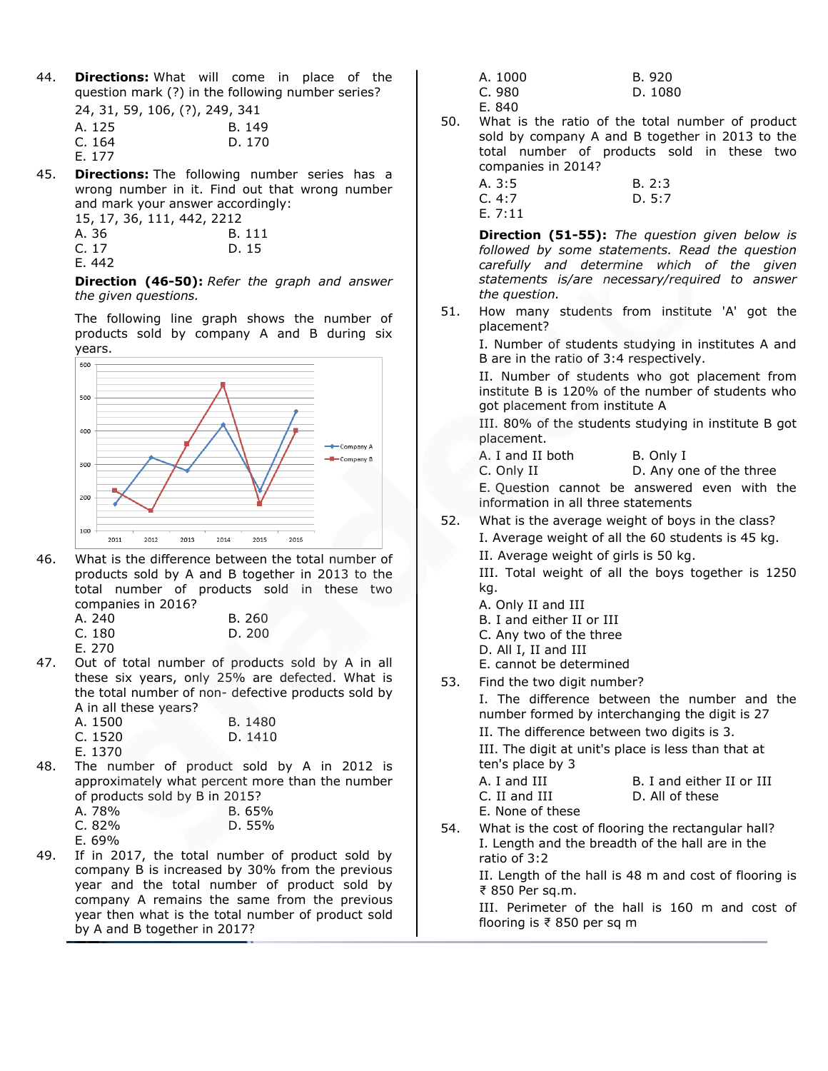44. **Directions:** What will come in place of the question mark (?) in the following number series?

24, 31, 59, 106, (?), 249, 341

A. 125
B. 149
C. 164
D. 170
E. 177

45. **Directions:** The following number series has a wrong number in it. Find out that wrong number and mark your answer accordingly:

15, 17, 36, 111, 442, 2212

A. 36
B. 111
C. 17
D. 15
E. 442

**Direction (46-50):** *Refer the graph and answer the given questions.*

The following line graph shows the number of products sold by company A and B during six years.

| Year | Company A | Company B |
|---|---|---|
| 2011 | 180 | 220 |
| 2012 | 320 | 160 |
| 2013 | 280 | 360 |
| 2014 | 420 | 540 |
| 2015 | 220 | 180 |
| 2016 | 460 | 400 |

46. What is the difference between the total number of products sold by A and B together in 2013 to the total number of products sold in these two companies in 2016?

A. 240
B. 260
C. 180
D. 200
E. 270

47. Out of total number of products sold by A in all these six years, only 25% are defected. What is the total number of non- defective products sold by A in all these years?

A. 1500
B. 1480
C. 1520
D. 1410
E. 1370

48. The number of product sold by A in 2012 is approximately what percent more than the number of products sold by B in 2015?

A. 78%
B. 65%
C. 82%
D. 55%
E. 69%

49. If in 2017, the total number of product sold by company B is increased by 30% from the previous year and the total number of product sold by company A remains the same from the previous year then what is the total number of product sold by A and B together in 2017?

A. 1000
B. 920
C. 980
D. 1080
E. 840

50. What is the ratio of the total number of product sold by company A and B together in 2013 to the total number of products sold in these two companies in 2014?

A. 3:5
B. 2:3
C. 4:7
D. 5:7
E. 7:11

**Direction (51-55):** *The question given below is followed by some statements. Read the question carefully and determine which of the given statements is/are necessary/required to answer the question.*

51. How many students from institute 'A' got the placement?

I. Number of students studying in institutes A and B are in the ratio of 3:4 respectively.

II. Number of students who got placement from institute B is 120% of the number of students who got placement from institute A

III. 80% of the students studying in institute B got placement.

A. I and II both
B. Only I
C. Only II
D. Any one of the three
E. Question cannot be answered even with the information in all three statements

52. What is the average weight of boys in the class?

I. Average weight of all the 60 students is 45 kg.

II. Average weight of girls is 50 kg.

III. Total weight of all the boys together is 1250 kg.

A. Only II and III
B. I and either II or III
C. Any two of the three
D. All I, II and III
E. cannot be determined

53. Find the two digit number?

I. The difference between the number and the number formed by interchanging the digit is 27

II. The difference between two digits is 3.

III. The digit at unit's place is less than that at ten's place by 3

A. I and III
B. I and either II or III
C. II and III
D. All of these
E. None of these

54. What is the cost of flooring the rectangular hall?

I. Length and the breadth of the hall are in the ratio of 3:2

II. Length of the hall is 48 m and cost of flooring is ₹ 850 Per sq.m.

III. Perimeter of the hall is 160 m and cost of flooring is ₹ 850 per sq m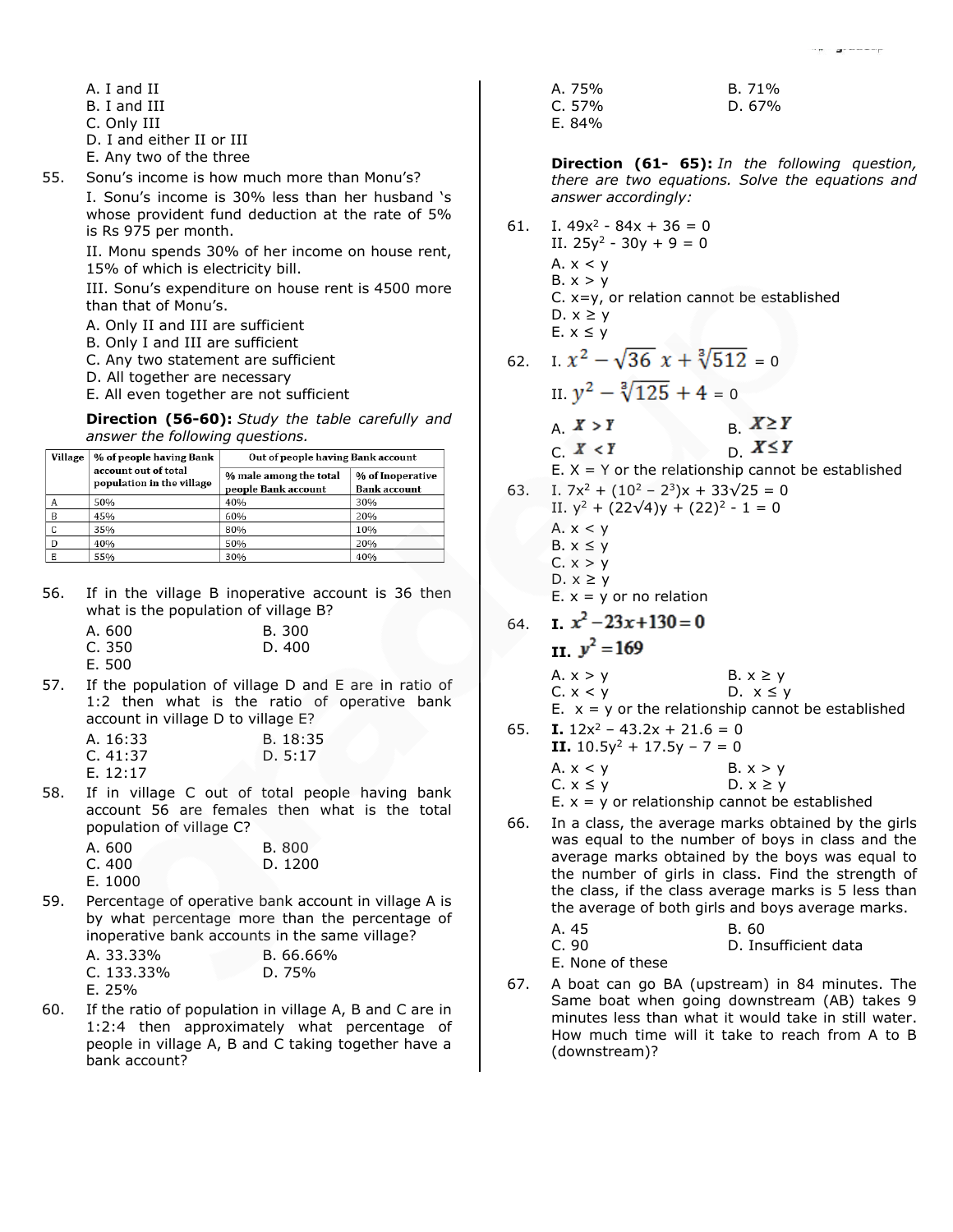A. I and II
B. I and III
C. Only III
D. I and either II or III
E. Any two of the three

55. Sonu's income is how much more than Monu's?

I. Sonu's income is 30% less than her husband 's whose provident fund deduction at the rate of 5% is Rs 975 per month.

II. Monu spends 30% of her income on house rent, 15% of which is electricity bill.

III. Sonu's expenditure on house rent is 4500 more than that of Monu's.

A. Only II and III are sufficient
B. Only I and III are sufficient
C. Any two statement are sufficient
D. All together are necessary
E. All even together are not sufficient

**Direction (56-60):** *Study the table carefully and answer the following questions.*

| Village | % of people having Bank account out of total population in the village | Out of people having Bank account | |
|---|---|---|---|
| | | % male among the total people Bank account | % of Inoperative Bank account |
| A | 50% | 40% | 30% |
| B | 45% | 60% | 20% |
| C | 35% | 80% | 10% |
| D | 40% | 50% | 20% |
| E | 55% | 30% | 40% |

56. If in the village B inoperative account is 36 then what is the population of village B?

A. 600
B. 300
C. 350
D. 400
E. 500

57. If the population of village D and E are in ratio of 1:2 then what is the ratio of operative bank account in village D to village E?

A. 16:33
B. 18:35
C. 41:37
D. 5:17
E. 12:17

58. If in village C out of total people having bank account 56 are females then what is the total population of village C?

A. 600
B. 800
C. 400
D. 1200
E. 1000

59. Percentage of operative bank account in village A is by what percentage more than the percentage of inoperative bank accounts in the same village?

A. 33.33%
B. 66.66%
C. 133.33%
D. 75%
E. 25%

60. If the ratio of population in village A, B and C are in 1:2:4 then approximately what percentage of people in village A, B and C taking together have a bank account?

A. 75%
B. 71%
C. 57%
D. 67%
E. 84%

**Direction (61- 65):** *In the following question, there are two equations. Solve the equations and answer accordingly:*

61. I. $49x^2 - 84x + 36 = 0$
II. $25y^2 - 30y + 9 = 0$

A. x < y
B. x > y
C. x=y, or relation cannot be established
D. x ≥ y
E. x ≤ y

62. I. $x^2 - \sqrt{36}\ x + \sqrt[3]{512} = 0$
II. $y^2 - \sqrt[3]{125} + 4 = 0$

A. $X > Y$
B. $X \geq Y$
C. $X < Y$
D. $X \leq Y$
E. X = Y or the relationship cannot be established

63. I. $7x^2 + (10^2 - 2^3)x + 33\sqrt{25} = 0$
II. $y^2 + (22\sqrt{4})y + (22)^2 - 1 = 0$

A. x < y
B. x ≤ y
C. x > y
D. x ≥ y
E. x = y or no relation

64. **I.** $x^2 - 23x + 130 = 0$
**II.** $y^2 = 169$

A. x > y
B. x ≥ y
C. x < y
D. x ≤ y
E. x = y or the relationship cannot be established

65. **I.** $12x^2 - 43.2x + 21.6 = 0$
**II.** $10.5y^2 + 17.5y - 7 = 0$

A. x < y
B. x > y
C. x ≤ y
D. x ≥ y
E. x = y or relationship cannot be established

66. In a class, the average marks obtained by the girls was equal to the number of boys in class and the average marks obtained by the boys was equal to the number of girls in class. Find the strength of the class, if the class average marks is 5 less than the average of both girls and boys average marks.

A. 45
B. 60
C. 90
D. Insufficient data
E. None of these

67. A boat can go BA (upstream) in 84 minutes. The Same boat when going downstream (AB) takes 9 minutes less than what it would take in still water. How much time will it take to reach from A to B (downstream)?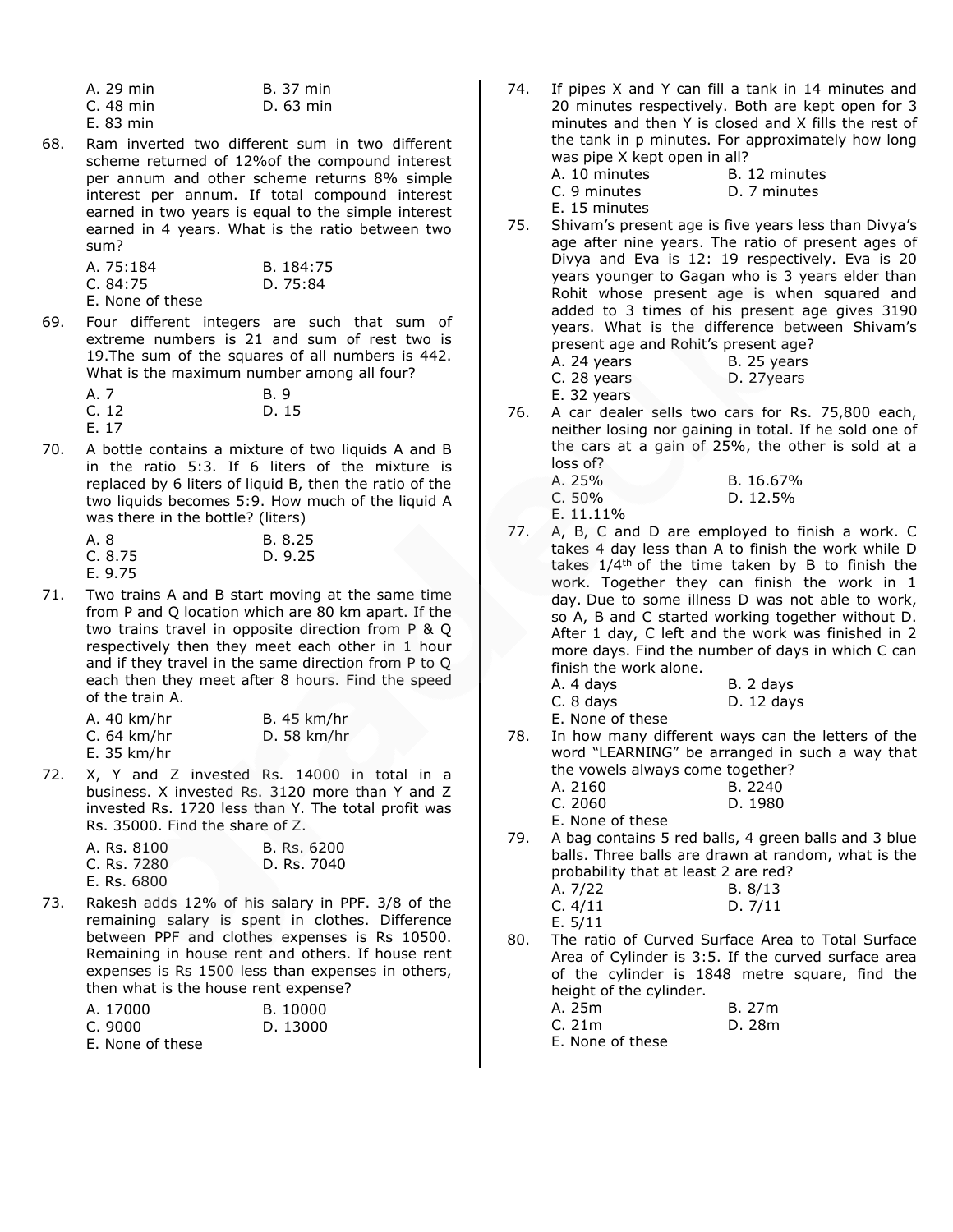A. 29 min B. 37 min
C. 48 min D. 63 min
E. 83 min

68. Ram inverted two different sum in two different scheme returned of 12%of the compound interest per annum and other scheme returns 8% simple interest per annum. If total compound interest earned in two years is equal to the simple interest earned in 4 years. What is the ratio between two sum?

A. 75:184 B. 184:75
C. 84:75 D. 75:84
E. None of these

69. Four different integers are such that sum of extreme numbers is 21 and sum of rest two is 19.The sum of the squares of all numbers is 442. What is the maximum number among all four?

A. 7 B. 9
C. 12 D. 15
E. 17

70. A bottle contains a mixture of two liquids A and B in the ratio 5:3. If 6 liters of the mixture is replaced by 6 liters of liquid B, then the ratio of the two liquids becomes 5:9. How much of the liquid A was there in the bottle? (liters)

A. 8 B. 8.25
C. 8.75 D. 9.25
E. 9.75

71. Two trains A and B start moving at the same time from P and Q location which are 80 km apart. If the two trains travel in opposite direction from P & Q respectively then they meet each other in 1 hour and if they travel in the same direction from P to Q each then they meet after 8 hours. Find the speed of the train A.

A. 40 km/hr B. 45 km/hr
C. 64 km/hr D. 58 km/hr
E. 35 km/hr

72. X, Y and Z invested Rs. 14000 in total in a business. X invested Rs. 3120 more than Y and Z invested Rs. 1720 less than Y. The total profit was Rs. 35000. Find the share of Z.

A. Rs. 8100 B. Rs. 6200
C. Rs. 7280 D. Rs. 7040
E. Rs. 6800

73. Rakesh adds 12% of his salary in PPF. 3/8 of the remaining salary is spent in clothes. Difference between PPF and clothes expenses is Rs 10500. Remaining in house rent and others. If house rent expenses is Rs 1500 less than expenses in others, then what is the house rent expense?

A. 17000 B. 10000
C. 9000 D. 13000
E. None of these

74. If pipes X and Y can fill a tank in 14 minutes and 20 minutes respectively. Both are kept open for 3 minutes and then Y is closed and X fills the rest of the tank in p minutes. For approximately how long was pipe X kept open in all?

A. 10 minutes B. 12 minutes
C. 9 minutes D. 7 minutes
E. 15 minutes

75. Shivam's present age is five years less than Divya's age after nine years. The ratio of present ages of Divya and Eva is 12: 19 respectively. Eva is 20 years younger to Gagan who is 3 years elder than Rohit whose present age is when squared and added to 3 times of his present age gives 3190 years. What is the difference between Shivam's present age and Rohit's present age?

A. 24 years B. 25 years
C. 28 years D. 27years
E. 32 years

76. A car dealer sells two cars for Rs. 75,800 each, neither losing nor gaining in total. If he sold one of the cars at a gain of 25%, the other is sold at a loss of?

A. 25% B. 16.67%
C. 50% D. 12.5%
E. 11.11%

77. A, B, C and D are employed to finish a work. C takes 4 day less than A to finish the work while D takes 1/4th of the time taken by B to finish the work. Together they can finish the work in 1 day. Due to some illness D was not able to work, so A, B and C started working together without D. After 1 day, C left and the work was finished in 2 more days. Find the number of days in which C can finish the work alone.

A. 4 days B. 2 days
C. 8 days D. 12 days
E. None of these

78. In how many different ways can the letters of the word "LEARNING" be arranged in such a way that the vowels always come together?

A. 2160 B. 2240
C. 2060 D. 1980
E. None of these

79. A bag contains 5 red balls, 4 green balls and 3 blue balls. Three balls are drawn at random, what is the probability that at least 2 are red?

A. 7/22 B. 8/13
C. 4/11 D. 7/11
E. 5/11

80. The ratio of Curved Surface Area to Total Surface Area of Cylinder is 3:5. If the curved surface area of the cylinder is 1848 metre square, find the height of the cylinder.

A. 25m B. 27m
C. 21m D. 28m
E. None of these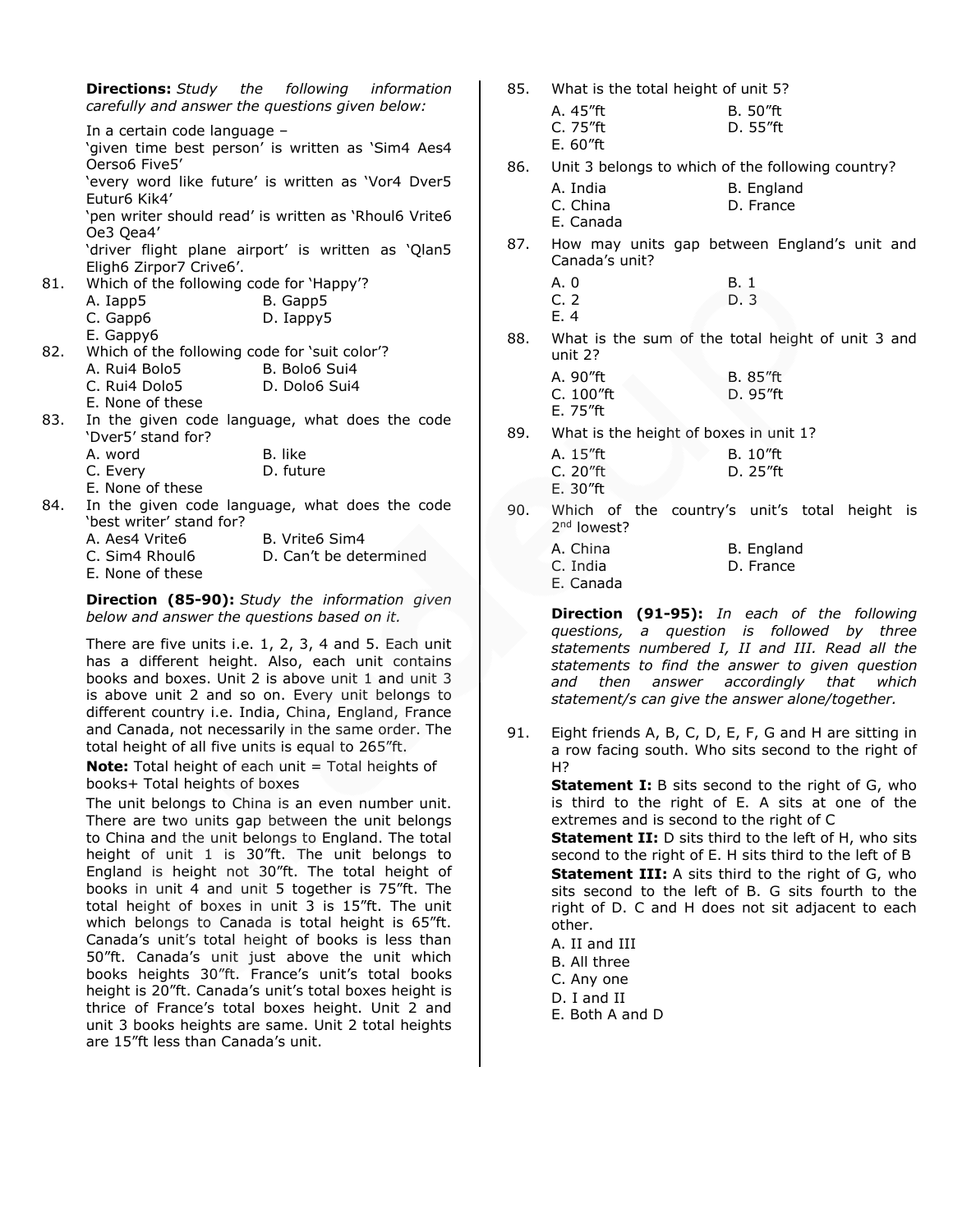**Directions:** *Study the following information carefully and answer the questions given below:*

In a certain code language –
'given time best person' is written as 'Sim4 Aes4 Oerso6 Five5'
'every word like future' is written as 'Vor4 Dver5 Eutur6 Kik4'
'pen writer should read' is written as 'Rhoul6 Vrite6 Oe3 Qea4'
'driver flight plane airport' is written as 'Qlan5 Eligh6 Zirpor7 Crive6'.

81. Which of the following code for 'Happy'?
A. Iapp5
B. Gapp5
C. Gapp6
D. Iappy5
E. Gappy6

82. Which of the following code for 'suit color'?
A. Rui4 Bolo5
B. Bolo6 Sui4
C. Rui4 Dolo5
D. Dolo6 Sui4
E. None of these

83. In the given code language, what does the code 'Dver5' stand for?
A. word
B. like
C. Every
D. future
E. None of these

84. In the given code language, what does the code 'best writer' stand for?
A. Aes4 Vrite6
B. Vrite6 Sim4
C. Sim4 Rhoul6
D. Can't be determined
E. None of these

**Direction (85-90):** *Study the information given below and answer the questions based on it.*

There are five units i.e. 1, 2, 3, 4 and 5. Each unit has a different height. Also, each unit contains books and boxes. Unit 2 is above unit 1 and unit 3 is above unit 2 and so on. Every unit belongs to different country i.e. India, China, England, France and Canada, not necessarily in the same order. The total height of all five units is equal to 265"ft.

**Note:** Total height of each unit = Total heights of books+ Total heights of boxes

The unit belongs to China is an even number unit. There are two units gap between the unit belongs to China and the unit belongs to England. The total height of unit 1 is 30"ft. The unit belongs to England is height not 30"ft. The total height of books in unit 4 and unit 5 together is 75"ft. The total height of boxes in unit 3 is 15"ft. The unit which belongs to Canada is total height is 65"ft. Canada's unit's total height of books is less than 50"ft. Canada's unit just above the unit which books heights 30"ft. France's unit's total books height is 20"ft. Canada's unit's total boxes height is thrice of France's total boxes height. Unit 2 and unit 3 books heights are same. Unit 2 total heights are 15"ft less than Canada's unit.

85. What is the total height of unit 5?
A. 45"ft
B. 50"ft
C. 75"ft
D. 55"ft
E. 60"ft

86. Unit 3 belongs to which of the following country?
A. India
B. England
C. China
D. France
E. Canada

87. How may units gap between England's unit and Canada's unit?
A. 0
B. 1
C. 2
D. 3
E. 4

88. What is the sum of the total height of unit 3 and unit 2?
A. 90"ft
B. 85"ft
C. 100"ft
D. 95"ft
E. 75"ft

89. What is the height of boxes in unit 1?
A. 15"ft
B. 10"ft
C. 20"ft
D. 25"ft
E. 30"ft

90. Which of the country's unit's total height is 2nd lowest?
A. China
B. England
C. India
D. France
E. Canada

**Direction (91-95):** *In each of the following questions, a question is followed by three statements numbered I, II and III. Read all the statements to find the answer to given question and then answer accordingly that which statement/s can give the answer alone/together.*

91. Eight friends A, B, C, D, E, F, G and H are sitting in a row facing south. Who sits second to the right of H?

**Statement I:** B sits second to the right of G, who is third to the right of E. A sits at one of the extremes and is second to the right of C

**Statement II:** D sits third to the left of H, who sits second to the right of E. H sits third to the left of B

**Statement III:** A sits third to the right of G, who sits second to the left of B. G sits fourth to the right of D. C and H does not sit adjacent to each other.

A. II and III
B. All three
C. Any one
D. I and II
E. Both A and D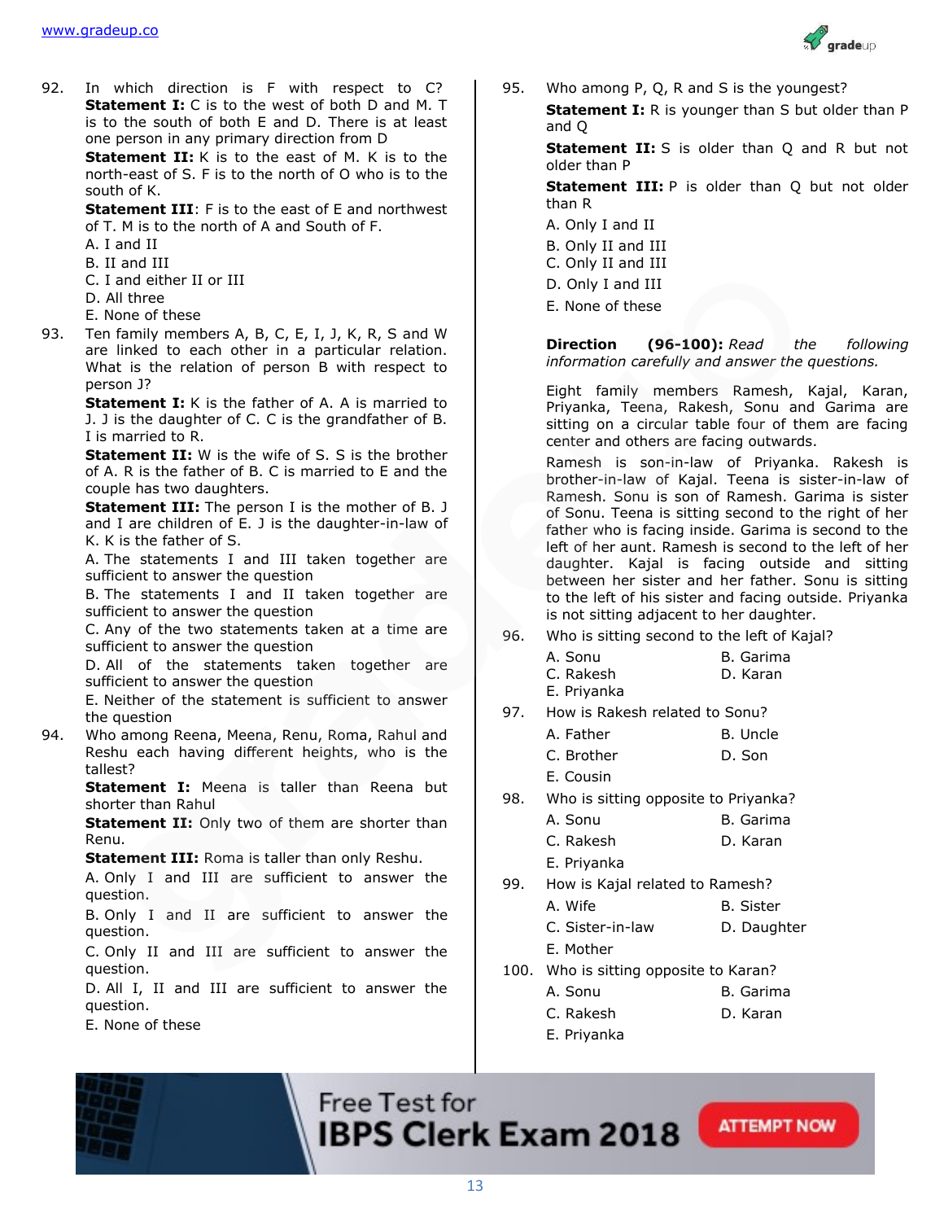92. In which direction is F with respect to C?

**Statement I:** C is to the west of both D and M. T is to the south of both E and D. There is at least one person in any primary direction from D

**Statement II:** K is to the east of M. K is to the north-east of S. F is to the north of O who is to the south of K.

**Statement III**: F is to the east of E and northwest of T. M is to the north of A and South of F.

A. I and II

B. II and III

C. I and either II or III

D. All three

E. None of these

93. Ten family members A, B, C, E, I, J, K, R, S and W are linked to each other in a particular relation. What is the relation of person B with respect to person J?

**Statement I:** K is the father of A. A is married to J. J is the daughter of C. C is the grandfather of B. I is married to R.

**Statement II:** W is the wife of S. S is the brother of A. R is the father of B. C is married to E and the couple has two daughters.

**Statement III:** The person I is the mother of B. J and I are children of E. J is the daughter-in-law of K. K is the father of S.

A. The statements I and III taken together are sufficient to answer the question

B. The statements I and II taken together are sufficient to answer the question

C. Any of the two statements taken at a time are sufficient to answer the question

D. All of the statements taken together are sufficient to answer the question

E. Neither of the statement is sufficient to answer the question

94. Who among Reena, Meena, Renu, Roma, Rahul and Reshu each having different heights, who is the tallest?

**Statement I:** Meena is taller than Reena but shorter than Rahul

**Statement II:** Only two of them are shorter than Renu.

**Statement III:** Roma is taller than only Reshu.

A. Only I and III are sufficient to answer the question.

B. Only I and II are sufficient to answer the question.

C. Only II and III are sufficient to answer the question.

D. All I, II and III are sufficient to answer the question.

E. None of these

95. Who among P, Q, R and S is the youngest?

**Statement I:** R is younger than S but older than P and Q

**Statement II:** S is older than Q and R but not older than P

**Statement III:** P is older than Q but not older than R

A. Only I and II

B. Only II and III

C. Only II and III

D. Only I and III

E. None of these

**Direction (96-100):** *Read the following information carefully and answer the questions.*

Eight family members Ramesh, Kajal, Karan, Priyanka, Teena, Rakesh, Sonu and Garima are sitting on a circular table four of them are facing center and others are facing outwards.

Ramesh is son-in-law of Priyanka. Rakesh is brother-in-law of Kajal. Teena is sister-in-law of Ramesh. Sonu is son of Ramesh. Garima is sister of Sonu. Teena is sitting second to the right of her father who is facing inside. Garima is second to the left of her aunt. Ramesh is second to the left of her daughter. Kajal is facing outside and sitting between her sister and her father. Sonu is sitting to the left of his sister and facing outside. Priyanka is not sitting adjacent to her daughter.

96. Who is sitting second to the left of Kajal?

A. Sonu
B. Garima
C. Rakesh
D. Karan
E. Priyanka

97. How is Rakesh related to Sonu?

A. Father
B. Uncle
C. Brother
D. Son
E. Cousin

98. Who is sitting opposite to Priyanka?

A. Sonu
B. Garima
C. Rakesh
D. Karan
E. Priyanka

99. How is Kajal related to Ramesh?

A. Wife
B. Sister
C. Sister-in-law
D. Daughter
E. Mother

100. Who is sitting opposite to Karan?

A. Sonu
B. Garima
C. Rakesh
D. Karan
E. Priyanka

Free Test for IBPS Clerk Exam 2018 ATTEMPT NOW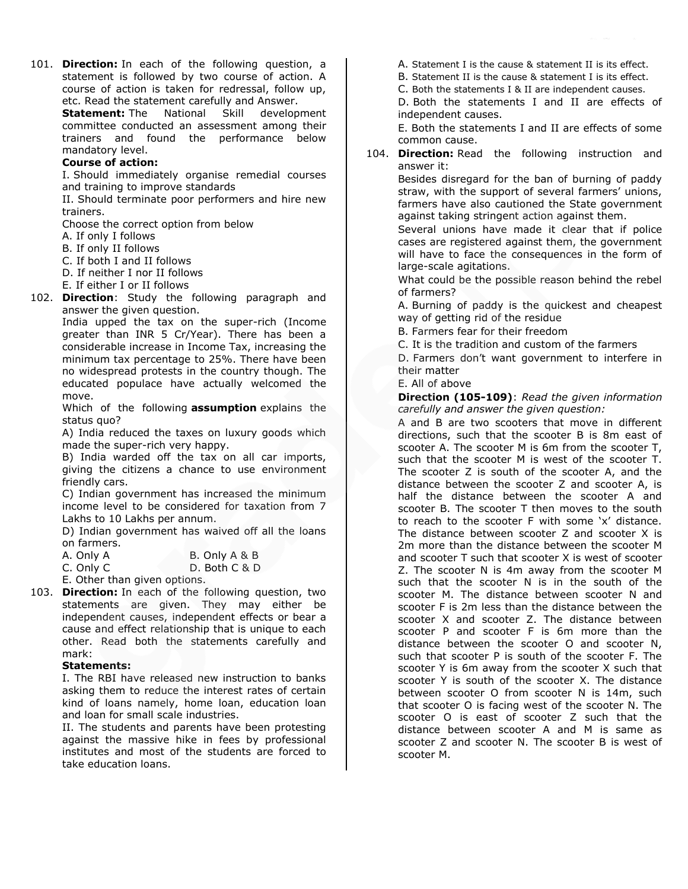101. **Direction:** In each of the following question, a statement is followed by two course of action. A course of action is taken for redressal, follow up, etc. Read the statement carefully and Answer.

**Statement:** The National Skill development committee conducted an assessment among their trainers and found the performance below mandatory level.

**Course of action:**

I. Should immediately organise remedial courses and training to improve standards

II. Should terminate poor performers and hire new trainers.

Choose the correct option from below

A. If only I follows

B. If only II follows

C. If both I and II follows

D. If neither I nor II follows

E. If either I or II follows

102. **Direction**: Study the following paragraph and answer the given question.

India upped the tax on the super-rich (Income greater than INR 5 Cr/Year). There has been a considerable increase in Income Tax, increasing the minimum tax percentage to 25%. There have been no widespread protests in the country though. The educated populace have actually welcomed the move.

Which of the following **assumption** explains the status quo?

A) India reduced the taxes on luxury goods which made the super-rich very happy.

B) India warded off the tax on all car imports, giving the citizens a chance to use environment friendly cars.

C) Indian government has increased the minimum income level to be considered for taxation from 7 Lakhs to 10 Lakhs per annum.

D) Indian government has waived off all the loans on farmers.

A. Only A

B. Only A & B

C. Only C

D. Both C & D

E. Other than given options.

103. **Direction:** In each of the following question, two statements are given. They may either be independent causes, independent effects or bear a cause and effect relationship that is unique to each other. Read both the statements carefully and mark:

**Statements:**

I. The RBI have released new instruction to banks asking them to reduce the interest rates of certain kind of loans namely, home loan, education loan and loan for small scale industries.

II. The students and parents have been protesting against the massive hike in fees by professional institutes and most of the students are forced to take education loans.

A. Statement I is the cause & statement II is its effect.

B. Statement II is the cause & statement I is its effect.

C. Both the statements I & II are independent causes.

D. Both the statements I and II are effects of independent causes.

E. Both the statements I and II are effects of some common cause.

104. **Direction:** Read the following instruction and answer it:

Besides disregard for the ban of burning of paddy straw, with the support of several farmers' unions, farmers have also cautioned the State government against taking stringent action against them.

Several unions have made it clear that if police cases are registered against them, the government will have to face the consequences in the form of large-scale agitations.

What could be the possible reason behind the rebel of farmers?

A. Burning of paddy is the quickest and cheapest way of getting rid of the residue

B. Farmers fear for their freedom

C. It is the tradition and custom of the farmers

D. Farmers don't want government to interfere in their matter

E. All of above

**Direction (105-109)**: *Read the given information carefully and answer the given question:*

A and B are two scooters that move in different directions, such that the scooter B is 8m east of scooter A. The scooter M is 6m from the scooter T, such that the scooter M is west of the scooter T. The scooter Z is south of the scooter A, and the distance between the scooter Z and scooter A, is half the distance between the scooter A and scooter B. The scooter T then moves to the south to reach to the scooter F with some 'x' distance. The distance between scooter Z and scooter X is 2m more than the distance between the scooter M and scooter T such that scooter X is west of scooter Z. The scooter N is 4m away from the scooter M such that the scooter N is in the south of the scooter M. The distance between scooter N and scooter F is 2m less than the distance between the scooter X and scooter Z. The distance between scooter P and scooter F is 6m more than the distance between the scooter O and scooter N, such that scooter P is south of the scooter F. The scooter Y is 6m away from the scooter X such that scooter Y is south of the scooter X. The distance between scooter O from scooter N is 14m, such that scooter O is facing west of the scooter N. The scooter O is east of scooter Z such that the distance between scooter A and M is same as scooter Z and scooter N. The scooter B is west of scooter M.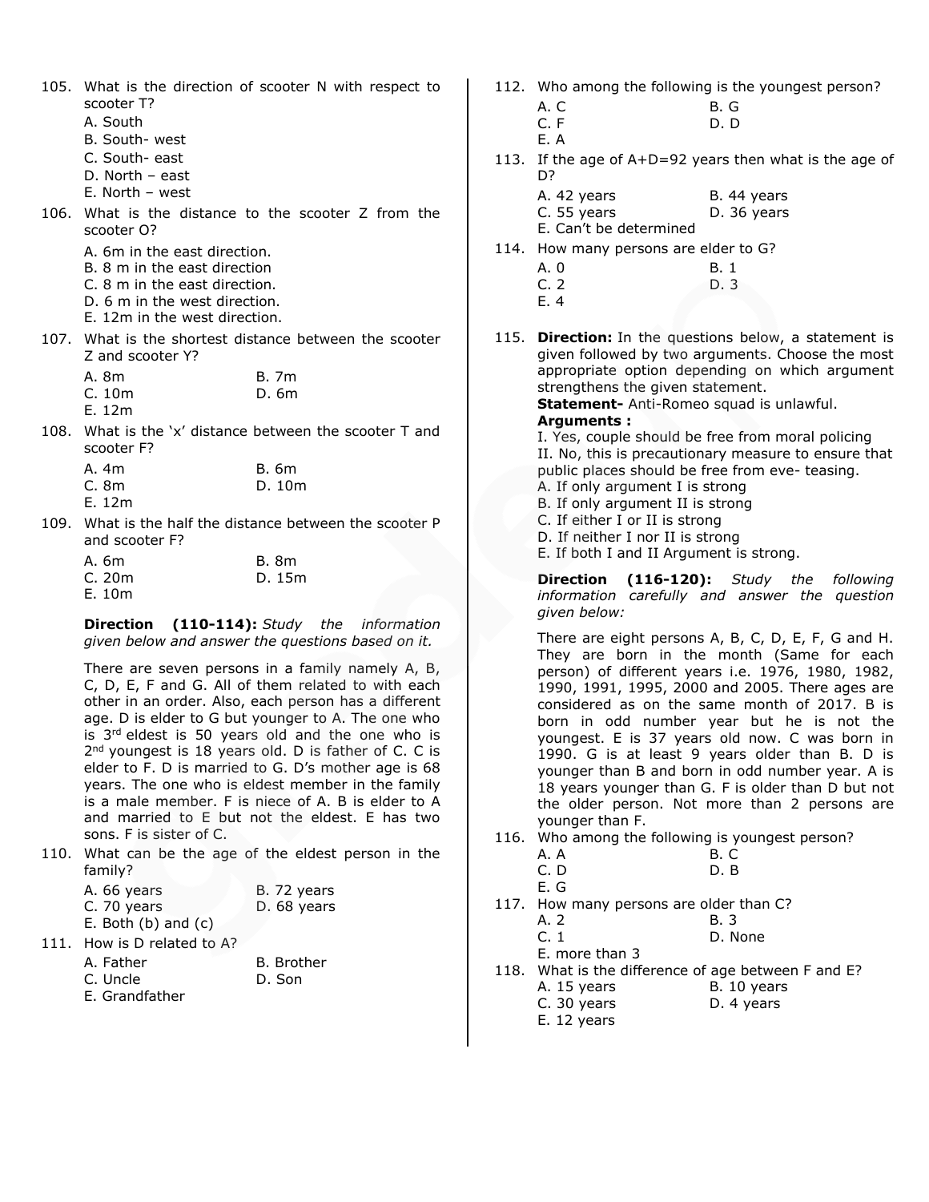105. What is the direction of scooter N with respect to scooter T?
   A. South
   B. South- west
   C. South- east
   D. North – east
   E. North – west

106. What is the distance to the scooter Z from the scooter O?
   A. 6m in the east direction.
   B. 8 m in the east direction
   C. 8 m in the east direction.
   D. 6 m in the west direction.
   E. 12m in the west direction.

107. What is the shortest distance between the scooter Z and scooter Y?
   A. 8m
   B. 7m
   C. 10m
   D. 6m
   E. 12m

108. What is the 'x' distance between the scooter T and scooter F?
   A. 4m
   B. 6m
   C. 8m
   D. 10m
   E. 12m

109. What is the half the distance between the scooter P and scooter F?
   A. 6m
   B. 8m
   C. 20m
   D. 15m
   E. 10m

**Direction (110-114):** *Study the information given below and answer the questions based on it.*

There are seven persons in a family namely A, B, C, D, E, F and G. All of them related to with each other in an order. Also, each person has a different age. D is elder to G but younger to A. The one who is 3rd eldest is 50 years old and the one who is 2nd youngest is 18 years old. D is father of C. C is elder to F. D is married to G. D's mother age is 68 years. The one who is eldest member in the family is a male member. F is niece of A. B is elder to A and married to E but not the eldest. E has two sons. F is sister of C.

110. What can be the age of the eldest person in the family?
   A. 66 years
   B. 72 years
   C. 70 years
   D. 68 years
   E. Both (b) and (c)

111. How is D related to A?
   A. Father
   B. Brother
   C. Uncle
   D. Son
   E. Grandfather

112. Who among the following is the youngest person?
   A. C
   B. G
   C. F
   D. D
   E. A

113. If the age of A+D=92 years then what is the age of D?
   A. 42 years
   B. 44 years
   C. 55 years
   D. 36 years
   E. Can't be determined

114. How many persons are elder to G?
   A. 0
   B. 1
   C. 2
   D. 3
   E. 4

115. **Direction:** In the questions below, a statement is given followed by two arguments. Choose the most appropriate option depending on which argument strengthens the given statement.
   **Statement-** Anti-Romeo squad is unlawful.
   **Arguments :**
   I. Yes, couple should be free from moral policing
   II. No, this is precautionary measure to ensure that public places should be free from eve- teasing.
   A. If only argument I is strong
   B. If only argument II is strong
   C. If either I or II is strong
   D. If neither I nor II is strong
   E. If both I and II Argument is strong.

**Direction (116-120):** *Study the following information carefully and answer the question given below:*

There are eight persons A, B, C, D, E, F, G and H. They are born in the month (Same for each person) of different years i.e. 1976, 1980, 1982, 1990, 1991, 1995, 2000 and 2005. There ages are considered as on the same month of 2017. B is born in odd number year but he is not the youngest. E is 37 years old now. C was born in 1990. G is at least 9 years older than B. D is younger than B and born in odd number year. A is 18 years younger than G. F is older than D but not the older person. Not more than 2 persons are younger than F.

116. Who among the following is youngest person?
   A. A
   B. C
   C. D
   D. B
   E. G

117. How many persons are older than C?
   A. 2
   B. 3
   C. 1
   D. None
   E. more than 3

118. What is the difference of age between F and E?
   A. 15 years
   B. 10 years
   C. 30 years
   D. 4 years
   E. 12 years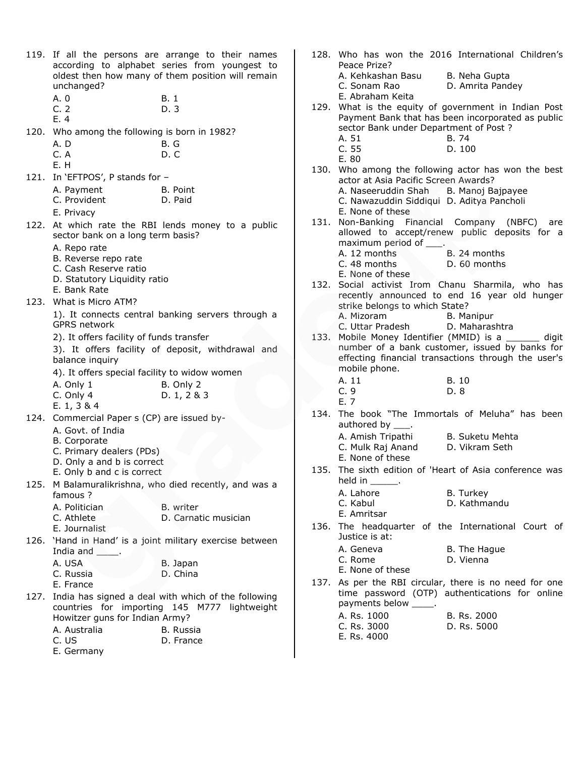119. If all the persons are arrange to their names according to alphabet series from youngest to oldest then how many of them position will remain unchanged?

A. 0
B. 1
C. 2
D. 3
E. 4

120. Who among the following is born in 1982?

A. D
B. G
C. A
D. C
E. H

121. In 'EFTPOS', P stands for –

A. Payment
B. Point
C. Provident
D. Paid
E. Privacy

122. At which rate the RBI lends money to a public sector bank on a long term basis?

A. Repo rate
B. Reverse repo rate
C. Cash Reserve ratio
D. Statutory Liquidity ratio
E. Bank Rate

123. What is Micro ATM?

1). It connects central banking servers through a GPRS network
2). It offers facility of funds transfer
3). It offers facility of deposit, withdrawal and balance inquiry
4). It offers special facility to widow women

A. Only 1
B. Only 2
C. Only 4
D. 1, 2 & 3
E. 1, 3 & 4

124. Commercial Paper s (CP) are issued by-

A. Govt. of India
B. Corporate
C. Primary dealers (PDs)
D. Only a and b is correct
E. Only b and c is correct

125. M Balamuralikrishna, who died recently, and was a famous ?

A. Politician
B. writer
C. Athlete
D. Carnatic musician
E. Journalist

126. 'Hand in Hand' is a joint military exercise between India and ____.

A. USA
B. Japan
C. Russia
D. China
E. France

127. India has signed a deal with which of the following countries for importing 145 M777 lightweight Howitzer guns for Indian Army?

A. Australia
B. Russia
C. US
D. France
E. Germany

128. Who has won the 2016 International Children's Peace Prize?

A. Kehkashan Basu
B. Neha Gupta
C. Sonam Rao
D. Amrita Pandey
E. Abraham Keita

129. What is the equity of government in Indian Post Payment Bank that has been incorporated as public sector Bank under Department of Post ?

A. 51
B. 74
C. 55
D. 100
E. 80

130. Who among the following actor has won the best actor at Asia Pacific Screen Awards?

A. Naseeruddin Shah
B. Manoj Bajpayee
C. Nawazuddin Siddiqui
D. Aditya Pancholi
E. None of these

131. Non-Banking Financial Company (NBFC) are allowed to accept/renew public deposits for a maximum period of ___.

A. 12 months
B. 24 months
C. 48 months
D. 60 months
E. None of these

132. Social activist Irom Chanu Sharmila, who has recently announced to end 16 year old hunger strike belongs to which State?

A. Mizoram
B. Manipur
C. Uttar Pradesh
D. Maharashtra

133. Mobile Money Identifier (MMID) is a ______ digit number of a bank customer, issued by banks for effecting financial transactions through the user's mobile phone.

A. 11
B. 10
C. 9
D. 8
E. 7

134. The book "The Immortals of Meluha" has been authored by ___.

A. Amish Tripathi
B. Suketu Mehta
C. Mulk Raj Anand
D. Vikram Seth
E. None of these

135. The sixth edition of 'Heart of Asia conference was held in _____.

A. Lahore
B. Turkey
C. Kabul
D. Kathmandu
E. Amritsar

136. The headquarter of the International Court of Justice is at:

A. Geneva
B. The Hague
C. Rome
D. Vienna
E. None of these

137. As per the RBI circular, there is no need for one time password (OTP) authentications for online payments below ____.

A. Rs. 1000
B. Rs. 2000
C. Rs. 3000
D. Rs. 5000
E. Rs. 4000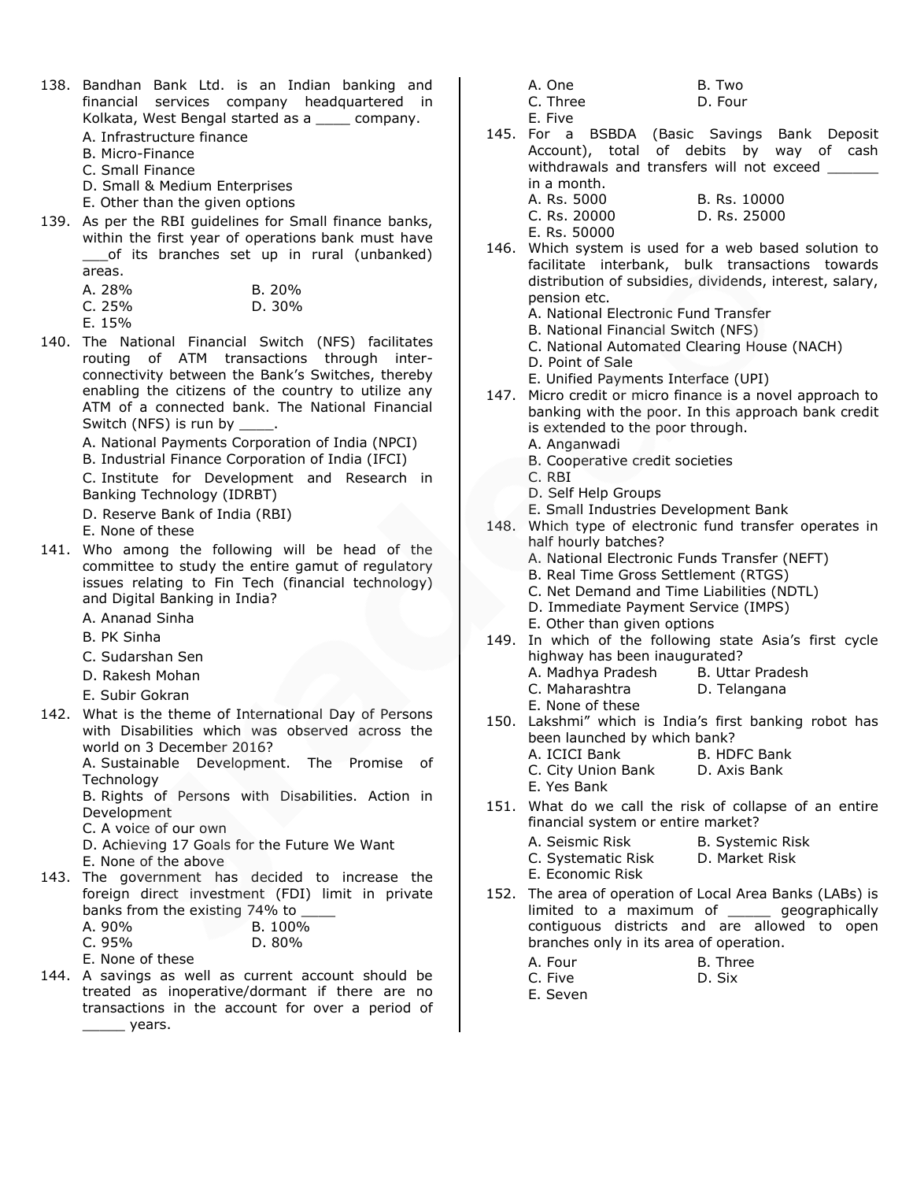138. Bandhan Bank Ltd. is an Indian banking and financial services company headquartered in Kolkata, West Bengal started as a ____ company.

A. Infrastructure finance
B. Micro-Finance
C. Small Finance
D. Small & Medium Enterprises
E. Other than the given options

139. As per the RBI guidelines for Small finance banks, within the first year of operations bank must have ___of its branches set up in rural (unbanked) areas.

A. 28%
B. 20%
C. 25%
D. 30%
E. 15%

140. The National Financial Switch (NFS) facilitates routing of ATM transactions through inter-connectivity between the Bank's Switches, thereby enabling the citizens of the country to utilize any ATM of a connected bank. The National Financial Switch (NFS) is run by ____.

A. National Payments Corporation of India (NPCI)
B. Industrial Finance Corporation of India (IFCI)
C. Institute for Development and Research in Banking Technology (IDRBT)
D. Reserve Bank of India (RBI)
E. None of these

141. Who among the following will be head of the committee to study the entire gamut of regulatory issues relating to Fin Tech (financial technology) and Digital Banking in India?

A. Ananad Sinha
B. PK Sinha
C. Sudarshan Sen
D. Rakesh Mohan
E. Subir Gokran

142. What is the theme of International Day of Persons with Disabilities which was observed across the world on 3 December 2016?

A. Sustainable Development. The Promise of Technology
B. Rights of Persons with Disabilities. Action in Development
C. A voice of our own
D. Achieving 17 Goals for the Future We Want
E. None of the above

143. The government has decided to increase the foreign direct investment (FDI) limit in private banks from the existing 74% to ____

A. 90%
B. 100%
C. 95%
D. 80%
E. None of these

144. A savings as well as current account should be treated as inoperative/dormant if there are no transactions in the account for over a period of _____ years.

A. One
B. Two
C. Three
D. Four
E. Five

145. For a BSBDA (Basic Savings Bank Deposit Account), total of debits by way of cash withdrawals and transfers will not exceed ______ in a month.

A. Rs. 5000
B. Rs. 10000
C. Rs. 20000
D. Rs. 25000
E. Rs. 50000

146. Which system is used for a web based solution to facilitate interbank, bulk transactions towards distribution of subsidies, dividends, interest, salary, pension etc.

A. National Electronic Fund Transfer
B. National Financial Switch (NFS)
C. National Automated Clearing House (NACH)
D. Point of Sale
E. Unified Payments Interface (UPI)

147. Micro credit or micro finance is a novel approach to banking with the poor. In this approach bank credit is extended to the poor through.

A. Anganwadi
B. Cooperative credit societies
C. RBI
D. Self Help Groups
E. Small Industries Development Bank

148. Which type of electronic fund transfer operates in half hourly batches?

A. National Electronic Funds Transfer (NEFT)
B. Real Time Gross Settlement (RTGS)
C. Net Demand and Time Liabilities (NDTL)
D. Immediate Payment Service (IMPS)
E. Other than given options

149. In which of the following state Asia's first cycle highway has been inaugurated?

A. Madhya Pradesh
B. Uttar Pradesh
C. Maharashtra
D. Telangana
E. None of these

150. Lakshmi" which is India's first banking robot has been launched by which bank?

A. ICICI Bank
B. HDFC Bank
C. City Union Bank
D. Axis Bank
E. Yes Bank

151. What do we call the risk of collapse of an entire financial system or entire market?

A. Seismic Risk
B. Systemic Risk
C. Systematic Risk
D. Market Risk
E. Economic Risk

152. The area of operation of Local Area Banks (LABs) is limited to a maximum of _____ geographically contiguous districts and are allowed to open branches only in its area of operation.

A. Four
B. Three
C. Five
D. Six
E. Seven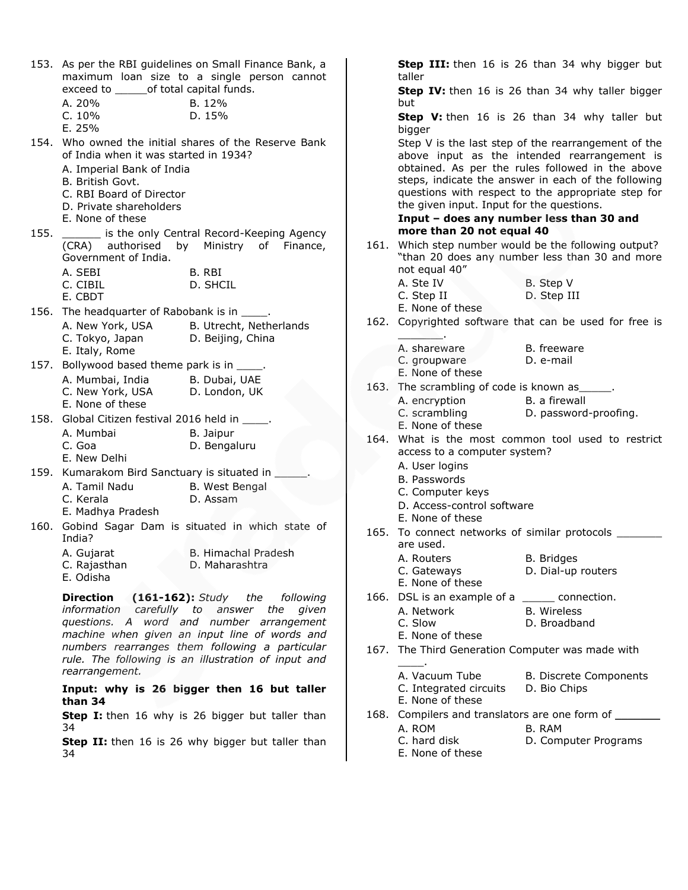153. As per the RBI guidelines on Small Finance Bank, a maximum loan size to a single person cannot exceed to _____of total capital funds.

A. 20%  B. 12%
C. 10%  D. 15%
E. 25%

154. Who owned the initial shares of the Reserve Bank of India when it was started in 1934?

A. Imperial Bank of India
B. British Govt.
C. RBI Board of Director
D. Private shareholders
E. None of these

155. ______ is the only Central Record-Keeping Agency (CRA) authorised by Ministry of Finance, Government of India.

A. SEBI  B. RBI
C. CIBIL  D. SHCIL
E. CBDT

156. The headquarter of Rabobank is in ____.

A. New York, USA  B. Utrecht, Netherlands
C. Tokyo, Japan  D. Beijing, China
E. Italy, Rome

157. Bollywood based theme park is in ____.

A. Mumbai, India  B. Dubai, UAE
C. New York, USA  D. London, UK
E. None of these

158. Global Citizen festival 2016 held in ____.

A. Mumbai  B. Jaipur
C. Goa  D. Bengaluru
E. New Delhi

159. Kumarakom Bird Sanctuary is situated in _____.

A. Tamil Nadu  B. West Bengal
C. Kerala  D. Assam
E. Madhya Pradesh

160. Gobind Sagar Dam is situated in which state of India?

A. Gujarat  B. Himachal Pradesh
C. Rajasthan  D. Maharashtra
E. Odisha

**Direction (161-162):** *Study the following information carefully to answer the given questions. A word and number arrangement machine when given an input line of words and numbers rearranges them following a particular rule. The following is an illustration of input and rearrangement.*

**Input: why is 26 bigger then 16 but taller than 34**

**Step I:** then 16 why is 26 bigger but taller than 34

**Step II:** then 16 is 26 why bigger but taller than 34

**Step III:** then 16 is 26 than 34 why bigger but taller

**Step IV:** then 16 is 26 than 34 why taller bigger but

**Step V:** then 16 is 26 than 34 why taller but bigger

Step V is the last step of the rearrangement of the above input as the intended rearrangement is obtained. As per the rules followed in the above steps, indicate the answer in each of the following questions with respect to the appropriate step for the given input. Input for the questions.

**Input – does any number less than 30 and more than 20 not equal 40**

161. Which step number would be the following output? "than 20 does any number less than 30 and more not equal 40"

A. Ste IV  B. Step V
C. Step II  D. Step III
E. None of these

162. Copyrighted software that can be used for free is _______.

A. shareware  B. freeware
C. groupware  D. e-mail
E. None of these

163. The scrambling of code is known as_____.

A. encryption  B. a firewall
C. scrambling  D. password-proofing.
E. None of these

164. What is the most common tool used to restrict access to a computer system?

A. User logins
B. Passwords
C. Computer keys
D. Access-control software
E. None of these

165. To connect networks of similar protocols _______ are used.

A. Routers  B. Bridges
C. Gateways  D. Dial-up routers
E. None of these

166. DSL is an example of a _____ connection.

A. Network  B. Wireless
C. Slow  D. Broadband
E. None of these

167. The Third Generation Computer was made with ____.

A. Vacuum Tube  B. Discrete Components
C. Integrated circuits  D. Bio Chips
E. None of these

168. Compilers and translators are one form of _______

A. ROM  B. RAM
C. hard disk  D. Computer Programs
E. None of these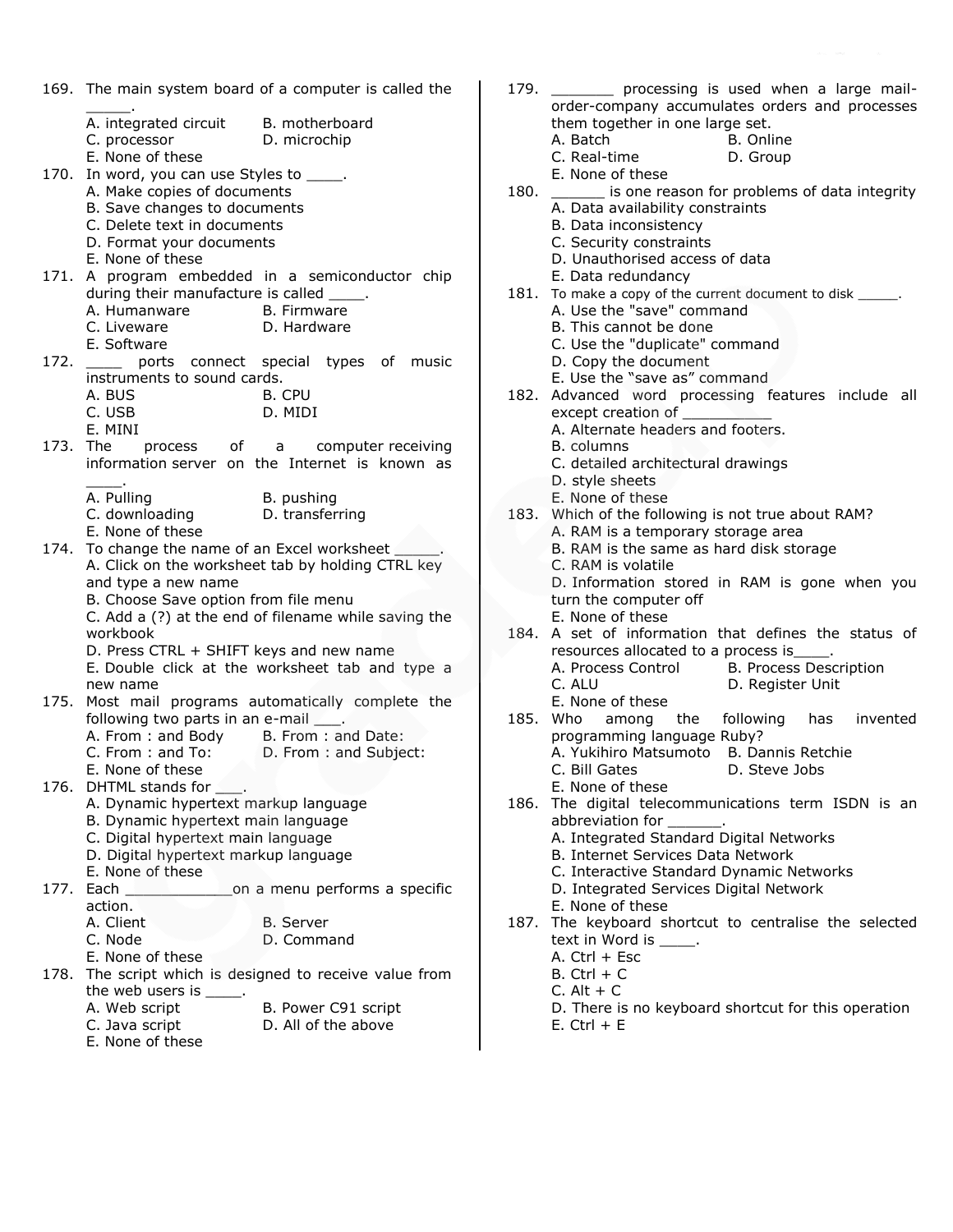169. The main system board of a computer is called the _____.
A. integrated circuit
B. motherboard
C. processor
D. microchip
E. None of these

170. In word, you can use Styles to ____.
A. Make copies of documents
B. Save changes to documents
C. Delete text in documents
D. Format your documents
E. None of these

171. A program embedded in a semiconductor chip during their manufacture is called ____.
A. Humanware
B. Firmware
C. Liveware
D. Hardware
E. Software

172. ____ ports connect special types of music instruments to sound cards.
A. BUS
B. CPU
C. USB
D. MIDI
E. MINI

173. The process of a computer receiving information server on the Internet is known as ____.
A. Pulling
B. pushing
C. downloading
D. transferring
E. None of these

174. To change the name of an Excel worksheet _____.
A. Click on the worksheet tab by holding CTRL key and type a new name
B. Choose Save option from file menu
C. Add a (?) at the end of filename while saving the workbook
D. Press CTRL + SHIFT keys and new name
E. Double click at the worksheet tab and type a new name

175. Most mail programs automatically complete the following two parts in an e-mail ___.
A. From : and Body
B. From : and Date:
C. From : and To:
D. From : and Subject:
E. None of these

176. DHTML stands for ___.
A. Dynamic hypertext markup language
B. Dynamic hypertext main language
C. Digital hypertext main language
D. Digital hypertext markup language
E. None of these

177. Each ____________on a menu performs a specific action.
A. Client
B. Server
C. Node
D. Command
E. None of these

178. The script which is designed to receive value from the web users is ____.
A. Web script
B. Power C91 script
C. Java script
D. All of the above
E. None of these

179. _______ processing is used when a large mail-order-company accumulates orders and processes them together in one large set.
A. Batch
B. Online
C. Real-time
D. Group
E. None of these

180. ______ is one reason for problems of data integrity
A. Data availability constraints
B. Data inconsistency
C. Security constraints
D. Unauthorised access of data
E. Data redundancy

181. To make a copy of the current document to disk _____.
A. Use the "save" command
B. This cannot be done
C. Use the "duplicate" command
D. Copy the document
E. Use the "save as" command

182. Advanced word processing features include all except creation of __________
A. Alternate headers and footers.
B. columns
C. detailed architectural drawings
D. style sheets
E. None of these

183. Which of the following is not true about RAM?
A. RAM is a temporary storage area
B. RAM is the same as hard disk storage
C. RAM is volatile
D. Information stored in RAM is gone when you turn the computer off
E. None of these

184. A set of information that defines the status of resources allocated to a process is____.
A. Process Control
B. Process Description
C. ALU
D. Register Unit
E. None of these

185. Who among the following has invented programming language Ruby?
A. Yukihiro Matsumoto
B. Dannis Retchie
C. Bill Gates
D. Steve Jobs
E. None of these

186. The digital telecommunications term ISDN is an abbreviation for ______.
A. Integrated Standard Digital Networks
B. Internet Services Data Network
C. Interactive Standard Dynamic Networks
D. Integrated Services Digital Network
E. None of these

187. The keyboard shortcut to centralise the selected text in Word is ____.
A. Ctrl + Esc
B. Ctrl + C
C. Alt + C
D. There is no keyboard shortcut for this operation
E. Ctrl + E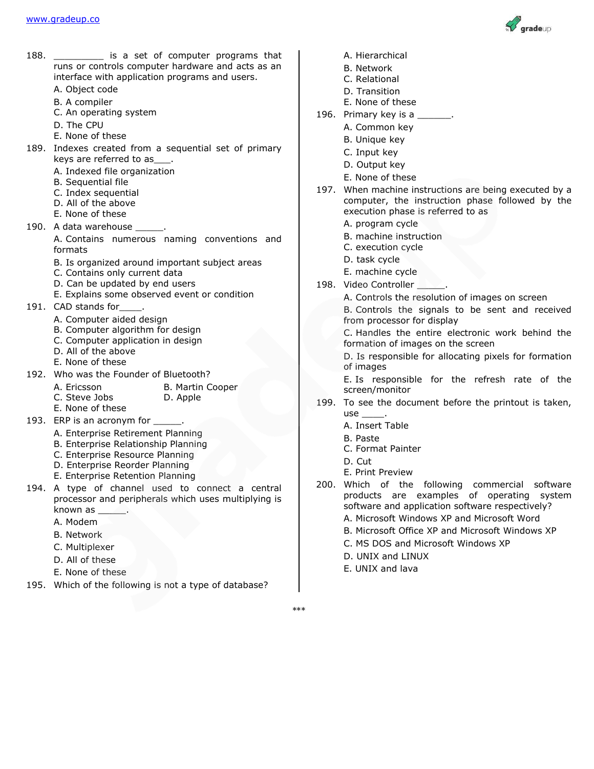188. __________ is a set of computer programs that runs or controls computer hardware and acts as an interface with application programs and users.

A. Object code
B. A compiler
C. An operating system
D. The CPU
E. None of these

189. Indexes created from a sequential set of primary keys are referred to as___.

A. Indexed file organization
B. Sequential file
C. Index sequential
D. All of the above
E. None of these

190. A data warehouse ______.

A. Contains numerous naming conventions and formats
B. Is organized around important subject areas
C. Contains only current data
D. Can be updated by end users
E. Explains some observed event or condition

191. CAD stands for_____.

A. Computer aided design
B. Computer algorithm for design
C. Computer application in design
D. All of the above
E. None of these

192. Who was the Founder of Bluetooth?

A. Ericsson
B. Martin Cooper
C. Steve Jobs
D. Apple
E. None of these

193. ERP is an acronym for ______.

A. Enterprise Retirement Planning
B. Enterprise Relationship Planning
C. Enterprise Resource Planning
D. Enterprise Reorder Planning
E. Enterprise Retention Planning

194. A type of channel used to connect a central processor and peripherals which uses multiplying is known as ______.

A. Modem
B. Network
C. Multiplexer
D. All of these
E. None of these

195. Which of the following is not a type of database?

A. Hierarchical
B. Network
C. Relational
D. Transition
E. None of these

196. Primary key is a _______.

A. Common key
B. Unique key
C. Input key
D. Output key
E. None of these

197. When machine instructions are being executed by a computer, the instruction phase followed by the execution phase is referred to as

A. program cycle
B. machine instruction
C. execution cycle
D. task cycle
E. machine cycle

198. Video Controller ______.

A. Controls the resolution of images on screen
B. Controls the signals to be sent and received from processor for display
C. Handles the entire electronic work behind the formation of images on the screen
D. Is responsible for allocating pixels for formation of images
E. Is responsible for the refresh rate of the screen/monitor

199. To see the document before the printout is taken, use _____.

A. Insert Table
B. Paste
C. Format Painter
D. Cut
E. Print Preview

200. Which of the following commercial software products are examples of operating system software and application software respectively?

A. Microsoft Windows XP and Microsoft Word
B. Microsoft Office XP and Microsoft Windows XP
C. MS DOS and Microsoft Windows XP
D. UNIX and LINUX
E. UNIX and Java

***